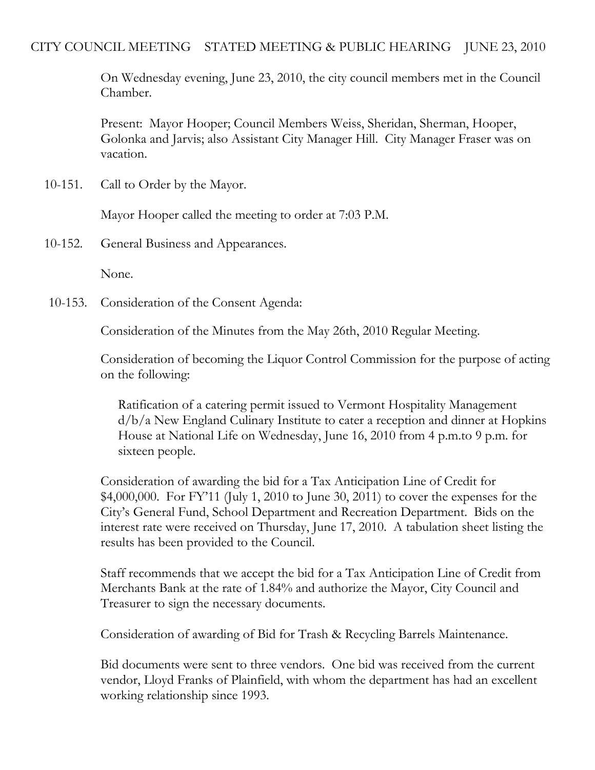# CITY COUNCIL MEETING    STATED MEETING & PUBLIC HEARING    JUNE 23, 2010

On Wednesday evening, June 23, 2010, the city council members met in the Council Chamber.

Present: Mayor Hooper; Council Members Weiss, Sheridan, Sherman, Hooper, Golonka and Jarvis; also Assistant City Manager Hill. City Manager Fraser was on vacation.

10-151. Call to Order by the Mayor.

Mayor Hooper called the meeting to order at 7:03 P.M.

10-152. General Business and Appearances.

None.

10-153. Consideration of the Consent Agenda:

Consideration of the Minutes from the May 26th, 2010 Regular Meeting.

Consideration of becoming the Liquor Control Commission for the purpose of acting on the following:

> Ratification of a catering permit issued to Vermont Hospitality Management d/b/a New England Culinary Institute to cater a reception and dinner at Hopkins House at National Life on Wednesday, June 16, 2010 from 4 p.m.to 9 p.m. for sixteen people.

Consideration of awarding the bid for a Tax Anticipation Line of Credit for $4,000,000. For FY'11 (July 1, 2010 to June 30, 2011) to cover the expenses for the City's General Fund, School Department and Recreation Department. Bids on the interest rate were received on Thursday, June 17, 2010. A tabulation sheet listing the results has been provided to the Council.

Staff recommends that we accept the bid for a Tax Anticipation Line of Credit from Merchants Bank at the rate of 1.84% and authorize the Mayor, City Council and Treasurer to sign the necessary documents.

Consideration of awarding of Bid for Trash & Recycling Barrels Maintenance.

Bid documents were sent to three vendors. One bid was received from the current vendor, Lloyd Franks of Plainfield, with whom the department has had an excellent working relationship since 1993.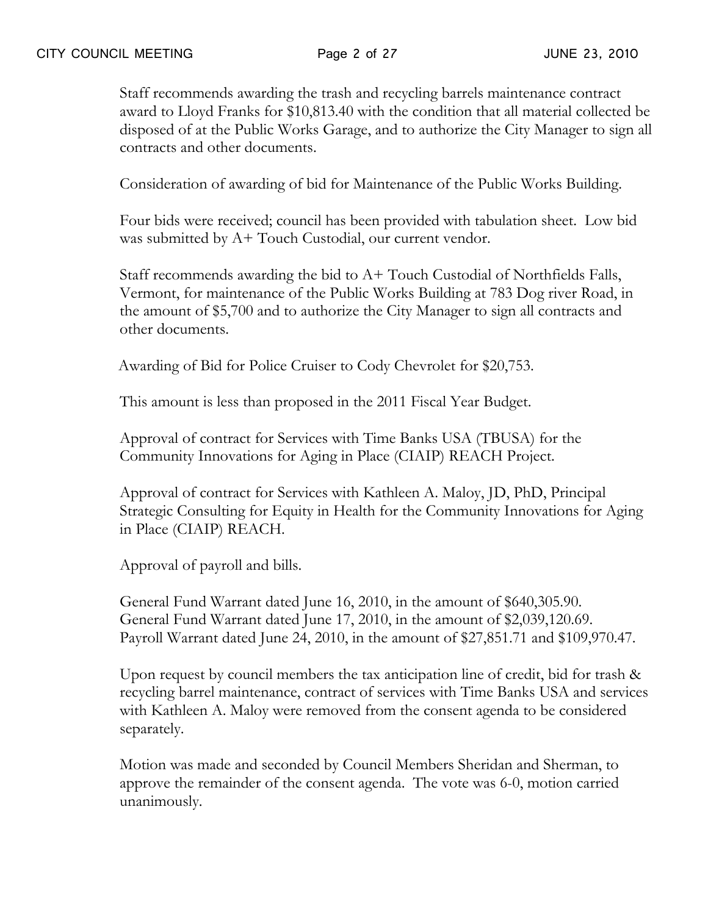Staff recommends awarding the trash and recycling barrels maintenance contract award to Lloyd Franks for $10,813.40 with the condition that all material collected be disposed of at the Public Works Garage, and to authorize the City Manager to sign all contracts and other documents.

Consideration of awarding of bid for Maintenance of the Public Works Building.

Four bids were received; council has been provided with tabulation sheet. Low bid was submitted by A+ Touch Custodial, our current vendor.

Staff recommends awarding the bid to A+ Touch Custodial of Northfields Falls, Vermont, for maintenance of the Public Works Building at 783 Dog river Road, in the amount of $5,700 and to authorize the City Manager to sign all contracts and other documents.

Awarding of Bid for Police Cruiser to Cody Chevrolet for $20,753.

This amount is less than proposed in the 2011 Fiscal Year Budget.

Approval of contract for Services with Time Banks USA (TBUSA) for the Community Innovations for Aging in Place (CIAIP) REACH Project.

Approval of contract for Services with Kathleen A. Maloy, JD, PhD, Principal Strategic Consulting for Equity in Health for the Community Innovations for Aging in Place (CIAIP) REACH.

Approval of payroll and bills.

General Fund Warrant dated June 16, 2010, in the amount of $640,305.90.
General Fund Warrant dated June 17, 2010, in the amount of $2,039,120.69.
Payroll Warrant dated June 24, 2010, in the amount of $27,851.71 and $109,970.47.

Upon request by council members the tax anticipation line of credit, bid for trash & recycling barrel maintenance, contract of services with Time Banks USA and services with Kathleen A. Maloy were removed from the consent agenda to be considered separately.

Motion was made and seconded by Council Members Sheridan and Sherman, to approve the remainder of the consent agenda. The vote was 6-0, motion carried unanimously.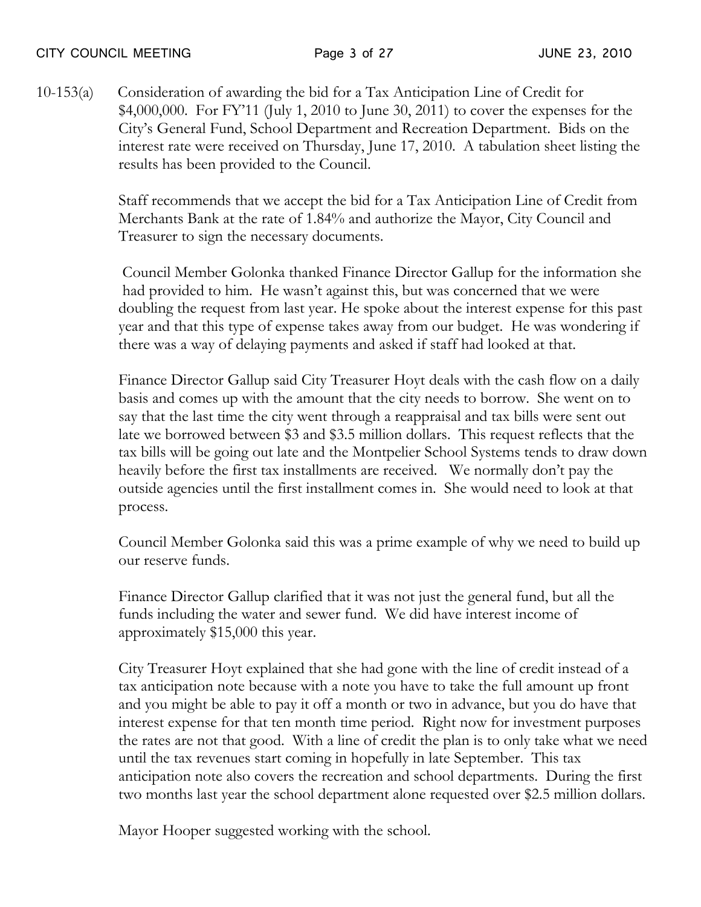10-153(a) Consideration of awarding the bid for a Tax Anticipation Line of Credit for \$4,000,000. For FY'11 (July 1, 2010 to June 30, 2011) to cover the expenses for the City's General Fund, School Department and Recreation Department. Bids on the interest rate were received on Thursday, June 17, 2010. A tabulation sheet listing the results has been provided to the Council.

Staff recommends that we accept the bid for a Tax Anticipation Line of Credit from Merchants Bank at the rate of 1.84% and authorize the Mayor, City Council and Treasurer to sign the necessary documents.

Council Member Golonka thanked Finance Director Gallup for the information she had provided to him. He wasn't against this, but was concerned that we were doubling the request from last year. He spoke about the interest expense for this past year and that this type of expense takes away from our budget. He was wondering if there was a way of delaying payments and asked if staff had looked at that.

Finance Director Gallup said City Treasurer Hoyt deals with the cash flow on a daily basis and comes up with the amount that the city needs to borrow. She went on to say that the last time the city went through a reappraisal and tax bills were sent out late we borrowed between \$3 and \$3.5 million dollars. This request reflects that the tax bills will be going out late and the Montpelier School Systems tends to draw down heavily before the first tax installments are received. We normally don't pay the outside agencies until the first installment comes in. She would need to look at that process.

Council Member Golonka said this was a prime example of why we need to build up our reserve funds.

Finance Director Gallup clarified that it was not just the general fund, but all the funds including the water and sewer fund. We did have interest income of approximately \$15,000 this year.

City Treasurer Hoyt explained that she had gone with the line of credit instead of a tax anticipation note because with a note you have to take the full amount up front and you might be able to pay it off a month or two in advance, but you do have that interest expense for that ten month time period. Right now for investment purposes the rates are not that good. With a line of credit the plan is to only take what we need until the tax revenues start coming in hopefully in late September. This tax anticipation note also covers the recreation and school departments. During the first two months last year the school department alone requested over \$2.5 million dollars.

Mayor Hooper suggested working with the school.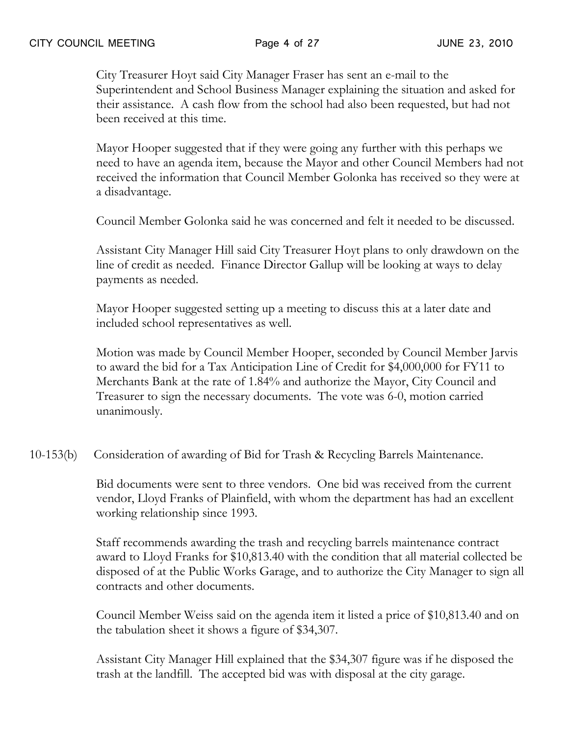City Treasurer Hoyt said City Manager Fraser has sent an e-mail to the Superintendent and School Business Manager explaining the situation and asked for their assistance. A cash flow from the school had also been requested, but had not been received at this time.

Mayor Hooper suggested that if they were going any further with this perhaps we need to have an agenda item, because the Mayor and other Council Members had not received the information that Council Member Golonka has received so they were at a disadvantage.

Council Member Golonka said he was concerned and felt it needed to be discussed.

Assistant City Manager Hill said City Treasurer Hoyt plans to only drawdown on the line of credit as needed. Finance Director Gallup will be looking at ways to delay payments as needed.

Mayor Hooper suggested setting up a meeting to discuss this at a later date and included school representatives as well.

Motion was made by Council Member Hooper, seconded by Council Member Jarvis to award the bid for a Tax Anticipation Line of Credit for $4,000,000 for FY11 to Merchants Bank at the rate of 1.84% and authorize the Mayor, City Council and Treasurer to sign the necessary documents. The vote was 6-0, motion carried unanimously.

10-153(b) Consideration of awarding of Bid for Trash & Recycling Barrels Maintenance.

Bid documents were sent to three vendors. One bid was received from the current vendor, Lloyd Franks of Plainfield, with whom the department has had an excellent working relationship since 1993.

Staff recommends awarding the trash and recycling barrels maintenance contract award to Lloyd Franks for $10,813.40 with the condition that all material collected be disposed of at the Public Works Garage, and to authorize the City Manager to sign all contracts and other documents.

Council Member Weiss said on the agenda item it listed a price of $10,813.40 and on the tabulation sheet it shows a figure of $34,307.

Assistant City Manager Hill explained that the $34,307 figure was if he disposed the trash at the landfill. The accepted bid was with disposal at the city garage.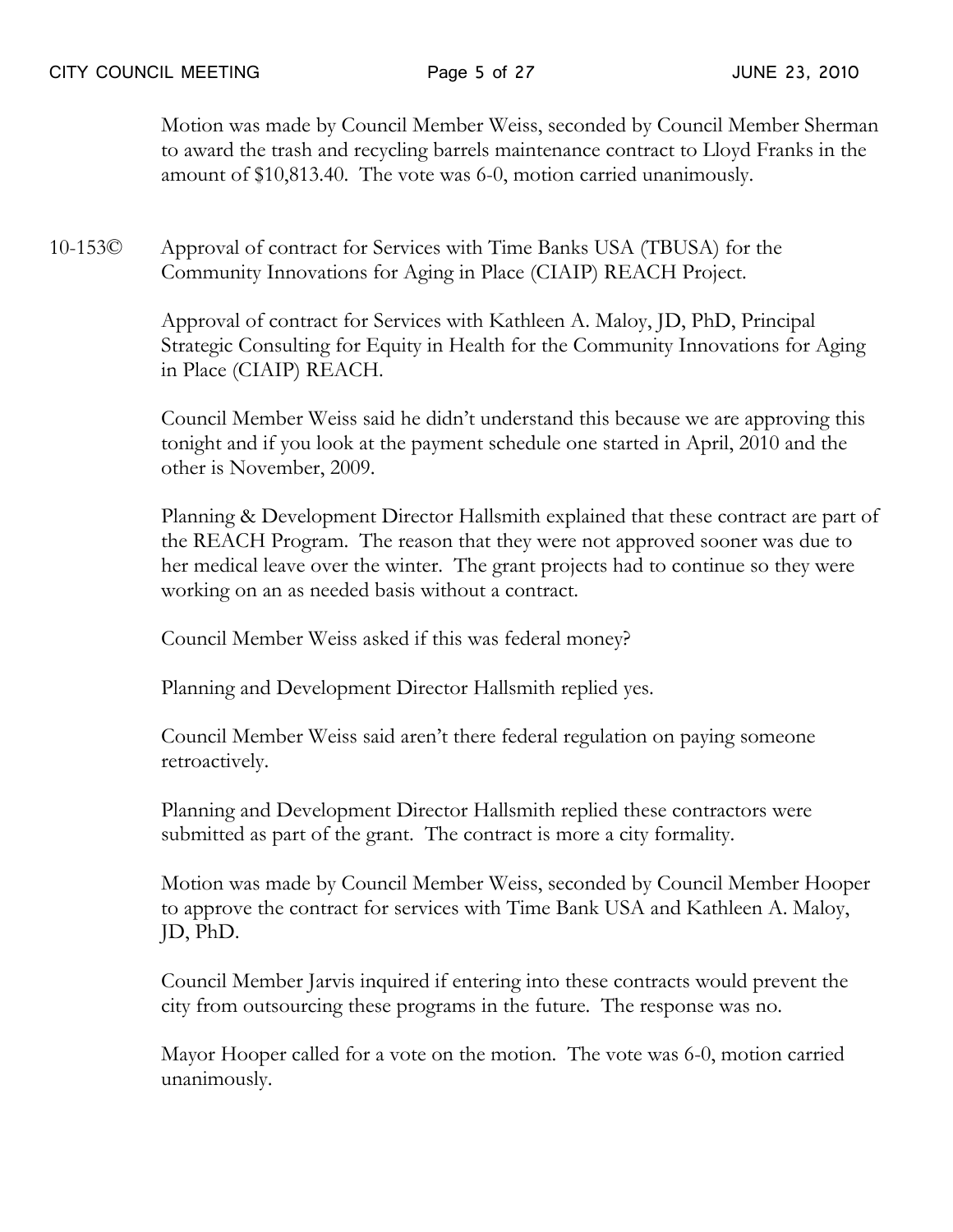Motion was made by Council Member Weiss, seconded by Council Member Sherman to award the trash and recycling barrels maintenance contract to Lloyd Franks in the amount of $10,813.40. The vote was 6-0, motion carried unanimously.

10-153© Approval of contract for Services with Time Banks USA (TBUSA) for the Community Innovations for Aging in Place (CIAIP) REACH Project.

Approval of contract for Services with Kathleen A. Maloy, JD, PhD, Principal Strategic Consulting for Equity in Health for the Community Innovations for Aging in Place (CIAIP) REACH.

Council Member Weiss said he didn't understand this because we are approving this tonight and if you look at the payment schedule one started in April, 2010 and the other is November, 2009.

Planning & Development Director Hallsmith explained that these contract are part of the REACH Program. The reason that they were not approved sooner was due to her medical leave over the winter. The grant projects had to continue so they were working on an as needed basis without a contract.

Council Member Weiss asked if this was federal money?

Planning and Development Director Hallsmith replied yes.

Council Member Weiss said aren't there federal regulation on paying someone retroactively.

Planning and Development Director Hallsmith replied these contractors were submitted as part of the grant. The contract is more a city formality.

Motion was made by Council Member Weiss, seconded by Council Member Hooper to approve the contract for services with Time Bank USA and Kathleen A. Maloy, JD, PhD.

Council Member Jarvis inquired if entering into these contracts would prevent the city from outsourcing these programs in the future. The response was no.

Mayor Hooper called for a vote on the motion. The vote was 6-0, motion carried unanimously.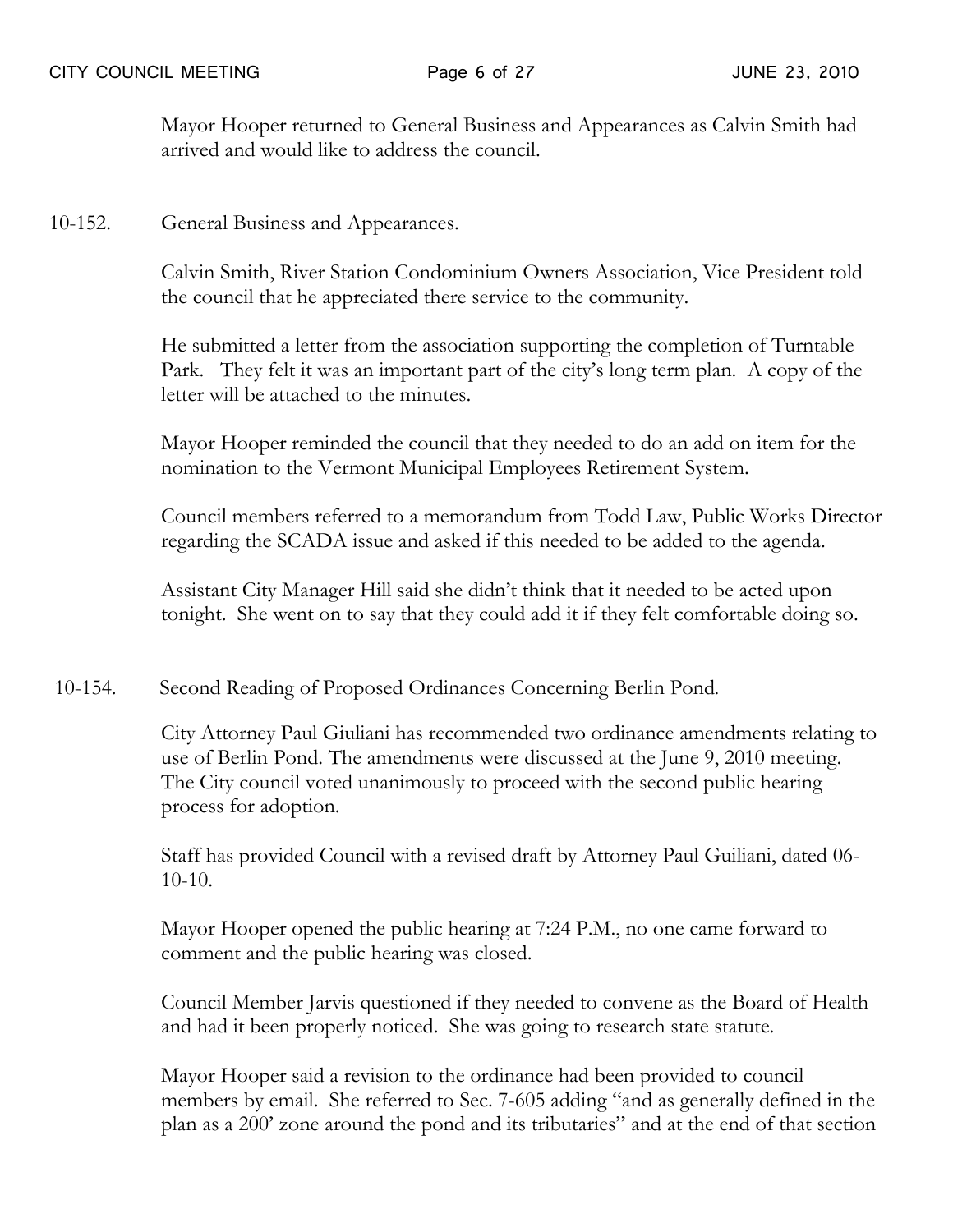Mayor Hooper returned to General Business and Appearances as Calvin Smith had arrived and would like to address the council.

10-152. General Business and Appearances.

Calvin Smith, River Station Condominium Owners Association, Vice President told the council that he appreciated there service to the community.

He submitted a letter from the association supporting the completion of Turntable Park. They felt it was an important part of the city's long term plan. A copy of the letter will be attached to the minutes.

Mayor Hooper reminded the council that they needed to do an add on item for the nomination to the Vermont Municipal Employees Retirement System.

Council members referred to a memorandum from Todd Law, Public Works Director regarding the SCADA issue and asked if this needed to be added to the agenda.

Assistant City Manager Hill said she didn't think that it needed to be acted upon tonight. She went on to say that they could add it if they felt comfortable doing so.

10-154. Second Reading of Proposed Ordinances Concerning Berlin Pond.

City Attorney Paul Giuliani has recommended two ordinance amendments relating to use of Berlin Pond. The amendments were discussed at the June 9, 2010 meeting. The City council voted unanimously to proceed with the second public hearing process for adoption.

Staff has provided Council with a revised draft by Attorney Paul Guiliani, dated 06-10-10.

Mayor Hooper opened the public hearing at 7:24 P.M., no one came forward to comment and the public hearing was closed.

Council Member Jarvis questioned if they needed to convene as the Board of Health and had it been properly noticed. She was going to research state statute.

Mayor Hooper said a revision to the ordinance had been provided to council members by email. She referred to Sec. 7-605 adding "and as generally defined in the plan as a 200' zone around the pond and its tributaries" and at the end of that section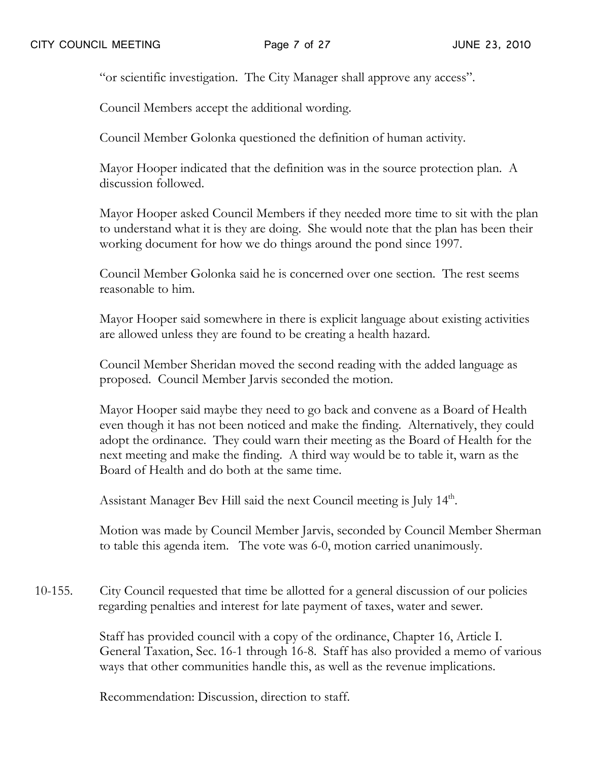"or scientific investigation. The City Manager shall approve any access".

Council Members accept the additional wording.

Council Member Golonka questioned the definition of human activity.

Mayor Hooper indicated that the definition was in the source protection plan. A discussion followed.

Mayor Hooper asked Council Members if they needed more time to sit with the plan to understand what it is they are doing. She would note that the plan has been their working document for how we do things around the pond since 1997.

Council Member Golonka said he is concerned over one section. The rest seems reasonable to him.

Mayor Hooper said somewhere in there is explicit language about existing activities are allowed unless they are found to be creating a health hazard.

Council Member Sheridan moved the second reading with the added language as proposed. Council Member Jarvis seconded the motion.

Mayor Hooper said maybe they need to go back and convene as a Board of Health even though it has not been noticed and make the finding. Alternatively, they could adopt the ordinance. They could warn their meeting as the Board of Health for the next meeting and make the finding. A third way would be to table it, warn as the Board of Health and do both at the same time.

Assistant Manager Bev Hill said the next Council meeting is July 14th.

Motion was made by Council Member Jarvis, seconded by Council Member Sherman to table this agenda item. The vote was 6-0, motion carried unanimously.

10-155. City Council requested that time be allotted for a general discussion of our policies regarding penalties and interest for late payment of taxes, water and sewer.

Staff has provided council with a copy of the ordinance, Chapter 16, Article I. General Taxation, Sec. 16-1 through 16-8. Staff has also provided a memo of various ways that other communities handle this, as well as the revenue implications.

Recommendation: Discussion, direction to staff.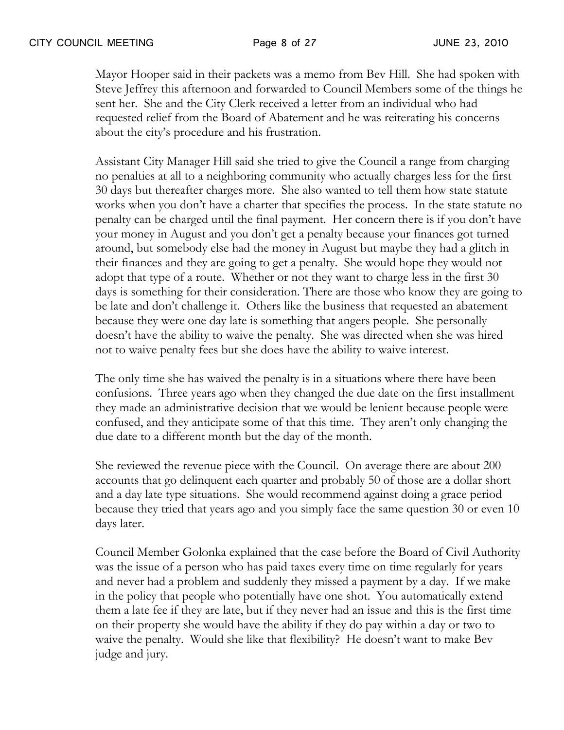Mayor Hooper said in their packets was a memo from Bev Hill. She had spoken with Steve Jeffrey this afternoon and forwarded to Council Members some of the things he sent her. She and the City Clerk received a letter from an individual who had requested relief from the Board of Abatement and he was reiterating his concerns about the city's procedure and his frustration.

Assistant City Manager Hill said she tried to give the Council a range from charging no penalties at all to a neighboring community who actually charges less for the first 30 days but thereafter charges more. She also wanted to tell them how state statute works when you don't have a charter that specifies the process. In the state statute no penalty can be charged until the final payment. Her concern there is if you don't have your money in August and you don't get a penalty because your finances got turned around, but somebody else had the money in August but maybe they had a glitch in their finances and they are going to get a penalty. She would hope they would not adopt that type of a route. Whether or not they want to charge less in the first 30 days is something for their consideration. There are those who know they are going to be late and don't challenge it. Others like the business that requested an abatement because they were one day late is something that angers people. She personally doesn't have the ability to waive the penalty. She was directed when she was hired not to waive penalty fees but she does have the ability to waive interest.

The only time she has waived the penalty is in a situations where there have been confusions. Three years ago when they changed the due date on the first installment they made an administrative decision that we would be lenient because people were confused, and they anticipate some of that this time. They aren't only changing the due date to a different month but the day of the month.

She reviewed the revenue piece with the Council. On average there are about 200 accounts that go delinquent each quarter and probably 50 of those are a dollar short and a day late type situations. She would recommend against doing a grace period because they tried that years ago and you simply face the same question 30 or even 10 days later.

Council Member Golonka explained that the case before the Board of Civil Authority was the issue of a person who has paid taxes every time on time regularly for years and never had a problem and suddenly they missed a payment by a day. If we make in the policy that people who potentially have one shot. You automatically extend them a late fee if they are late, but if they never had an issue and this is the first time on their property she would have the ability if they do pay within a day or two to waive the penalty. Would she like that flexibility? He doesn't want to make Bev judge and jury.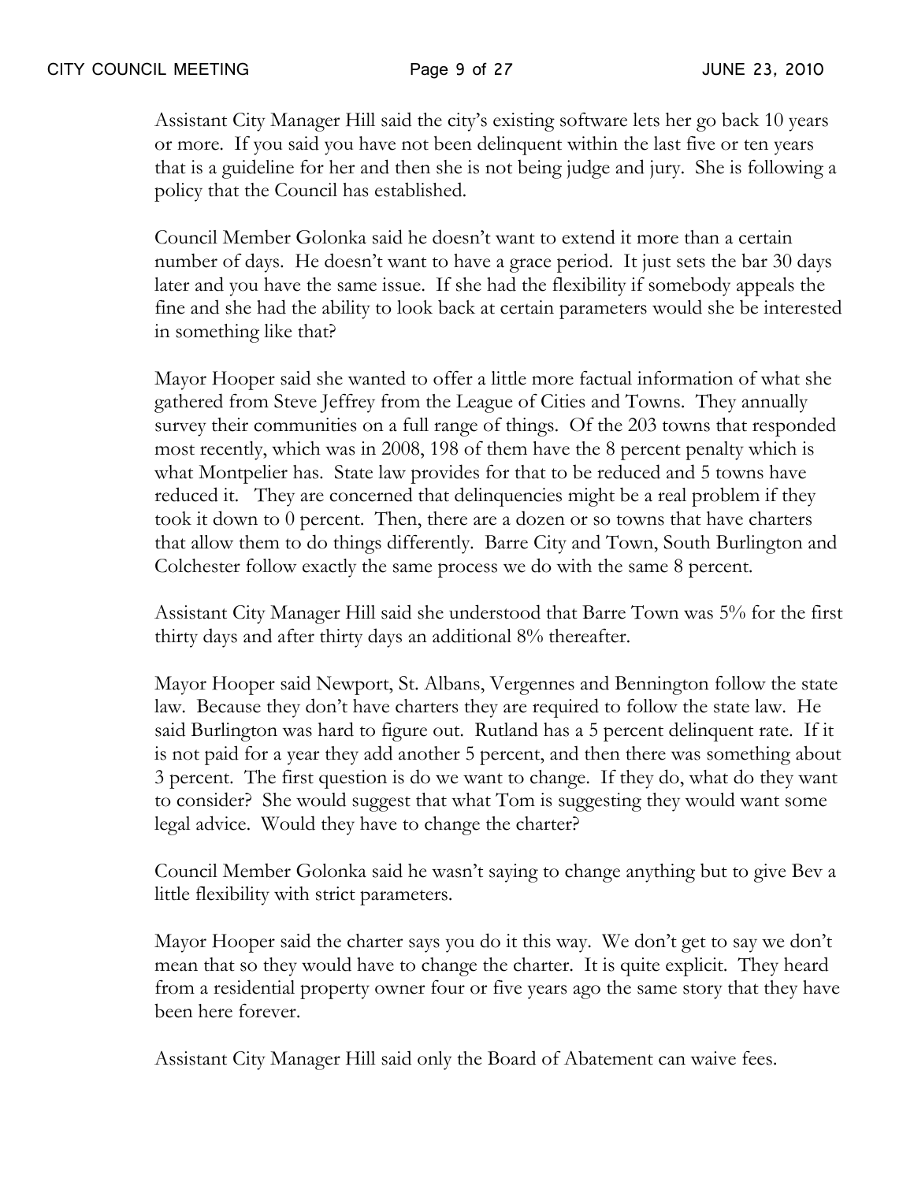Assistant City Manager Hill said the city's existing software lets her go back 10 years or more. If you said you have not been delinquent within the last five or ten years that is a guideline for her and then she is not being judge and jury. She is following a policy that the Council has established.

Council Member Golonka said he doesn't want to extend it more than a certain number of days. He doesn't want to have a grace period. It just sets the bar 30 days later and you have the same issue. If she had the flexibility if somebody appeals the fine and she had the ability to look back at certain parameters would she be interested in something like that?

Mayor Hooper said she wanted to offer a little more factual information of what she gathered from Steve Jeffrey from the League of Cities and Towns. They annually survey their communities on a full range of things. Of the 203 towns that responded most recently, which was in 2008, 198 of them have the 8 percent penalty which is what Montpelier has. State law provides for that to be reduced and 5 towns have reduced it. They are concerned that delinquencies might be a real problem if they took it down to 0 percent. Then, there are a dozen or so towns that have charters that allow them to do things differently. Barre City and Town, South Burlington and Colchester follow exactly the same process we do with the same 8 percent.

Assistant City Manager Hill said she understood that Barre Town was 5% for the first thirty days and after thirty days an additional 8% thereafter.

Mayor Hooper said Newport, St. Albans, Vergennes and Bennington follow the state law. Because they don't have charters they are required to follow the state law. He said Burlington was hard to figure out. Rutland has a 5 percent delinquent rate. If it is not paid for a year they add another 5 percent, and then there was something about 3 percent. The first question is do we want to change. If they do, what do they want to consider? She would suggest that what Tom is suggesting they would want some legal advice. Would they have to change the charter?

Council Member Golonka said he wasn't saying to change anything but to give Bev a little flexibility with strict parameters.

Mayor Hooper said the charter says you do it this way. We don't get to say we don't mean that so they would have to change the charter. It is quite explicit. They heard from a residential property owner four or five years ago the same story that they have been here forever.

Assistant City Manager Hill said only the Board of Abatement can waive fees.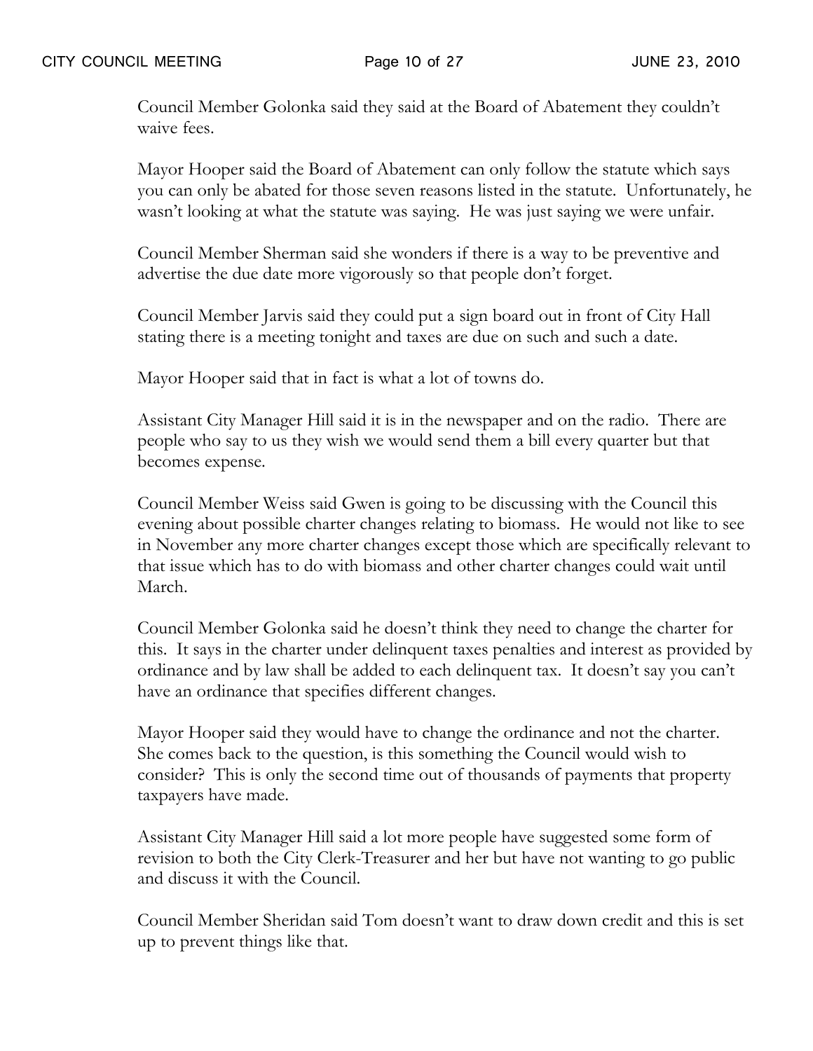Council Member Golonka said they said at the Board of Abatement they couldn't waive fees.

Mayor Hooper said the Board of Abatement can only follow the statute which says you can only be abated for those seven reasons listed in the statute. Unfortunately, he wasn't looking at what the statute was saying. He was just saying we were unfair.

Council Member Sherman said she wonders if there is a way to be preventive and advertise the due date more vigorously so that people don't forget.

Council Member Jarvis said they could put a sign board out in front of City Hall stating there is a meeting tonight and taxes are due on such and such a date.

Mayor Hooper said that in fact is what a lot of towns do.

Assistant City Manager Hill said it is in the newspaper and on the radio. There are people who say to us they wish we would send them a bill every quarter but that becomes expense.

Council Member Weiss said Gwen is going to be discussing with the Council this evening about possible charter changes relating to biomass. He would not like to see in November any more charter changes except those which are specifically relevant to that issue which has to do with biomass and other charter changes could wait until March.

Council Member Golonka said he doesn't think they need to change the charter for this. It says in the charter under delinquent taxes penalties and interest as provided by ordinance and by law shall be added to each delinquent tax. It doesn't say you can't have an ordinance that specifies different changes.

Mayor Hooper said they would have to change the ordinance and not the charter. She comes back to the question, is this something the Council would wish to consider? This is only the second time out of thousands of payments that property taxpayers have made.

Assistant City Manager Hill said a lot more people have suggested some form of revision to both the City Clerk-Treasurer and her but have not wanting to go public and discuss it with the Council.

Council Member Sheridan said Tom doesn't want to draw down credit and this is set up to prevent things like that.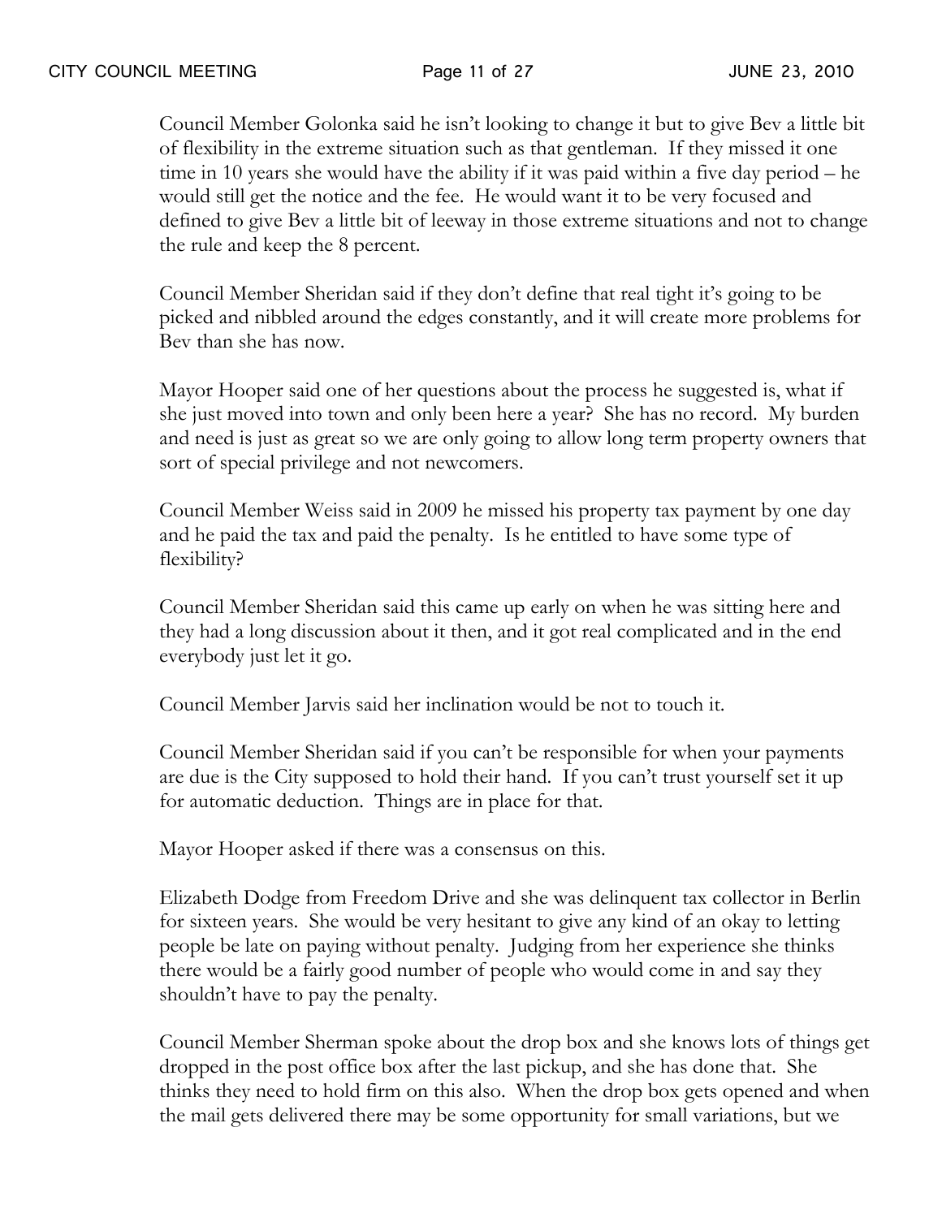Council Member Golonka said he isn't looking to change it but to give Bev a little bit of flexibility in the extreme situation such as that gentleman. If they missed it one time in 10 years she would have the ability if it was paid within a five day period – he would still get the notice and the fee. He would want it to be very focused and defined to give Bev a little bit of leeway in those extreme situations and not to change the rule and keep the 8 percent.

Council Member Sheridan said if they don't define that real tight it's going to be picked and nibbled around the edges constantly, and it will create more problems for Bev than she has now.

Mayor Hooper said one of her questions about the process he suggested is, what if she just moved into town and only been here a year? She has no record. My burden and need is just as great so we are only going to allow long term property owners that sort of special privilege and not newcomers.

Council Member Weiss said in 2009 he missed his property tax payment by one day and he paid the tax and paid the penalty. Is he entitled to have some type of flexibility?

Council Member Sheridan said this came up early on when he was sitting here and they had a long discussion about it then, and it got real complicated and in the end everybody just let it go.

Council Member Jarvis said her inclination would be not to touch it.

Council Member Sheridan said if you can't be responsible for when your payments are due is the City supposed to hold their hand. If you can't trust yourself set it up for automatic deduction. Things are in place for that.

Mayor Hooper asked if there was a consensus on this.

Elizabeth Dodge from Freedom Drive and she was delinquent tax collector in Berlin for sixteen years. She would be very hesitant to give any kind of an okay to letting people be late on paying without penalty. Judging from her experience she thinks there would be a fairly good number of people who would come in and say they shouldn't have to pay the penalty.

Council Member Sherman spoke about the drop box and she knows lots of things get dropped in the post office box after the last pickup, and she has done that. She thinks they need to hold firm on this also. When the drop box gets opened and when the mail gets delivered there may be some opportunity for small variations, but we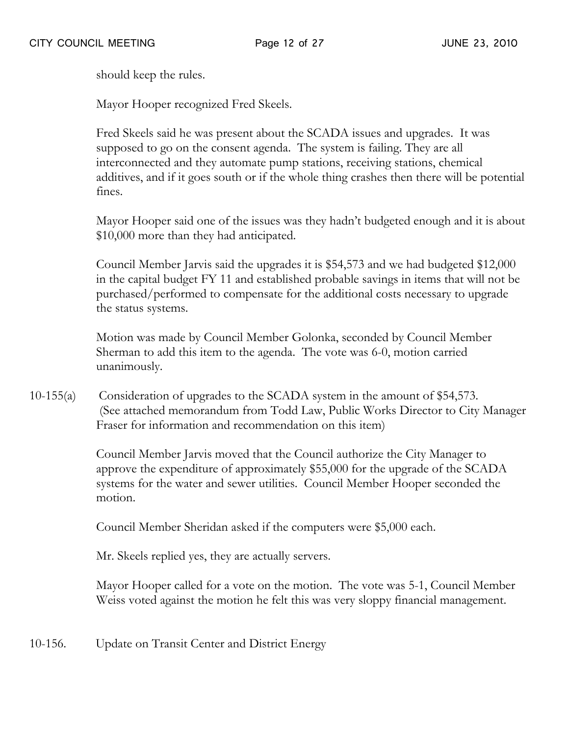should keep the rules.

Mayor Hooper recognized Fred Skeels.

Fred Skeels said he was present about the SCADA issues and upgrades. It was supposed to go on the consent agenda. The system is failing. They are all interconnected and they automate pump stations, receiving stations, chemical additives, and if it goes south or if the whole thing crashes then there will be potential fines.

Mayor Hooper said one of the issues was they hadn't budgeted enough and it is about $10,000 more than they had anticipated.

Council Member Jarvis said the upgrades it is $54,573 and we had budgeted $12,000 in the capital budget FY 11 and established probable savings in items that will not be purchased/performed to compensate for the additional costs necessary to upgrade the status systems.

Motion was made by Council Member Golonka, seconded by Council Member Sherman to add this item to the agenda. The vote was 6-0, motion carried unanimously.

10-155(a) Consideration of upgrades to the SCADA system in the amount of $54,573. (See attached memorandum from Todd Law, Public Works Director to City Manager Fraser for information and recommendation on this item)

Council Member Jarvis moved that the Council authorize the City Manager to approve the expenditure of approximately $55,000 for the upgrade of the SCADA systems for the water and sewer utilities. Council Member Hooper seconded the motion.

Council Member Sheridan asked if the computers were $5,000 each.

Mr. Skeels replied yes, they are actually servers.

Mayor Hooper called for a vote on the motion. The vote was 5-1, Council Member Weiss voted against the motion he felt this was very sloppy financial management.

10-156. Update on Transit Center and District Energy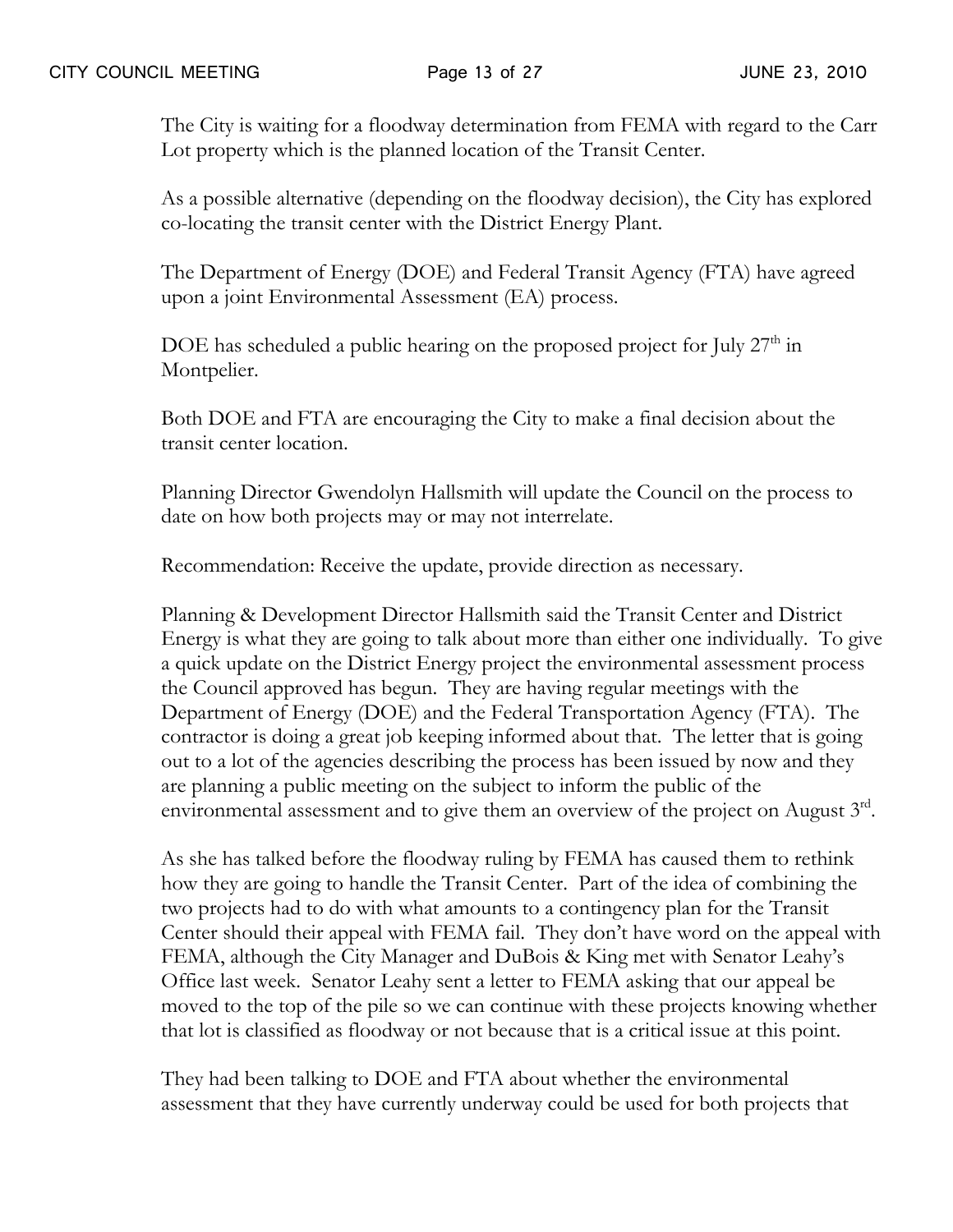The City is waiting for a floodway determination from FEMA with regard to the Carr Lot property which is the planned location of the Transit Center.

As a possible alternative (depending on the floodway decision), the City has explored co-locating the transit center with the District Energy Plant.

The Department of Energy (DOE) and Federal Transit Agency (FTA) have agreed upon a joint Environmental Assessment (EA) process.

DOE has scheduled a public hearing on the proposed project for July 27th in Montpelier.

Both DOE and FTA are encouraging the City to make a final decision about the transit center location.

Planning Director Gwendolyn Hallsmith will update the Council on the process to date on how both projects may or may not interrelate.

Recommendation: Receive the update, provide direction as necessary.

Planning & Development Director Hallsmith said the Transit Center and District Energy is what they are going to talk about more than either one individually. To give a quick update on the District Energy project the environmental assessment process the Council approved has begun. They are having regular meetings with the Department of Energy (DOE) and the Federal Transportation Agency (FTA). The contractor is doing a great job keeping informed about that. The letter that is going out to a lot of the agencies describing the process has been issued by now and they are planning a public meeting on the subject to inform the public of the environmental assessment and to give them an overview of the project on August 3rd.

As she has talked before the floodway ruling by FEMA has caused them to rethink how they are going to handle the Transit Center. Part of the idea of combining the two projects had to do with what amounts to a contingency plan for the Transit Center should their appeal with FEMA fail. They don't have word on the appeal with FEMA, although the City Manager and DuBois & King met with Senator Leahy's Office last week. Senator Leahy sent a letter to FEMA asking that our appeal be moved to the top of the pile so we can continue with these projects knowing whether that lot is classified as floodway or not because that is a critical issue at this point.

They had been talking to DOE and FTA about whether the environmental assessment that they have currently underway could be used for both projects that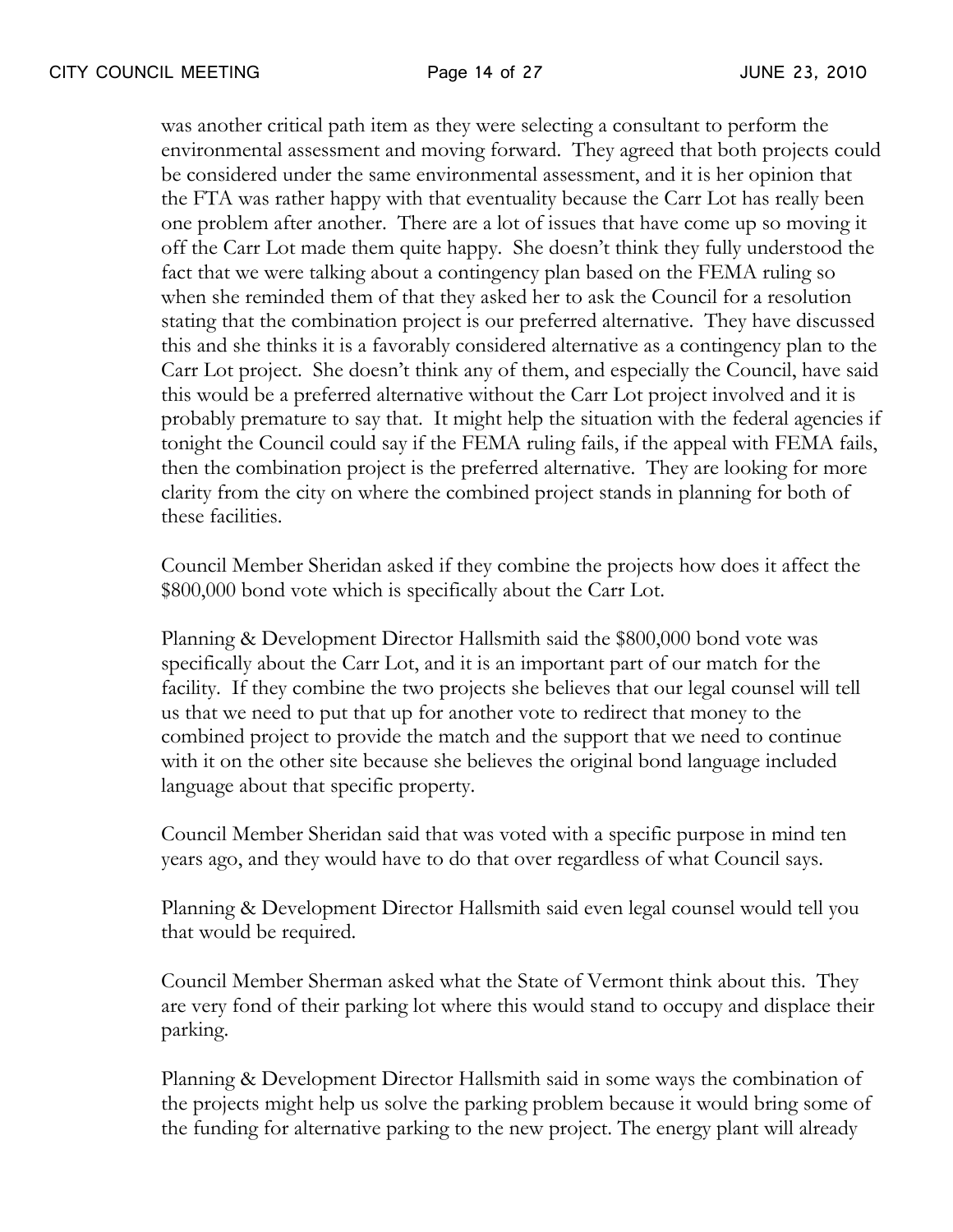was another critical path item as they were selecting a consultant to perform the environmental assessment and moving forward. They agreed that both projects could be considered under the same environmental assessment, and it is her opinion that the FTA was rather happy with that eventuality because the Carr Lot has really been one problem after another. There are a lot of issues that have come up so moving it off the Carr Lot made them quite happy. She doesn't think they fully understood the fact that we were talking about a contingency plan based on the FEMA ruling so when she reminded them of that they asked her to ask the Council for a resolution stating that the combination project is our preferred alternative. They have discussed this and she thinks it is a favorably considered alternative as a contingency plan to the Carr Lot project. She doesn't think any of them, and especially the Council, have said this would be a preferred alternative without the Carr Lot project involved and it is probably premature to say that. It might help the situation with the federal agencies if tonight the Council could say if the FEMA ruling fails, if the appeal with FEMA fails, then the combination project is the preferred alternative. They are looking for more clarity from the city on where the combined project stands in planning for both of these facilities.

Council Member Sheridan asked if they combine the projects how does it affect the $800,000 bond vote which is specifically about the Carr Lot.

Planning & Development Director Hallsmith said the $800,000 bond vote was specifically about the Carr Lot, and it is an important part of our match for the facility. If they combine the two projects she believes that our legal counsel will tell us that we need to put that up for another vote to redirect that money to the combined project to provide the match and the support that we need to continue with it on the other site because she believes the original bond language included language about that specific property.

Council Member Sheridan said that was voted with a specific purpose in mind ten years ago, and they would have to do that over regardless of what Council says.

Planning & Development Director Hallsmith said even legal counsel would tell you that would be required.

Council Member Sherman asked what the State of Vermont think about this. They are very fond of their parking lot where this would stand to occupy and displace their parking.

Planning & Development Director Hallsmith said in some ways the combination of the projects might help us solve the parking problem because it would bring some of the funding for alternative parking to the new project. The energy plant will already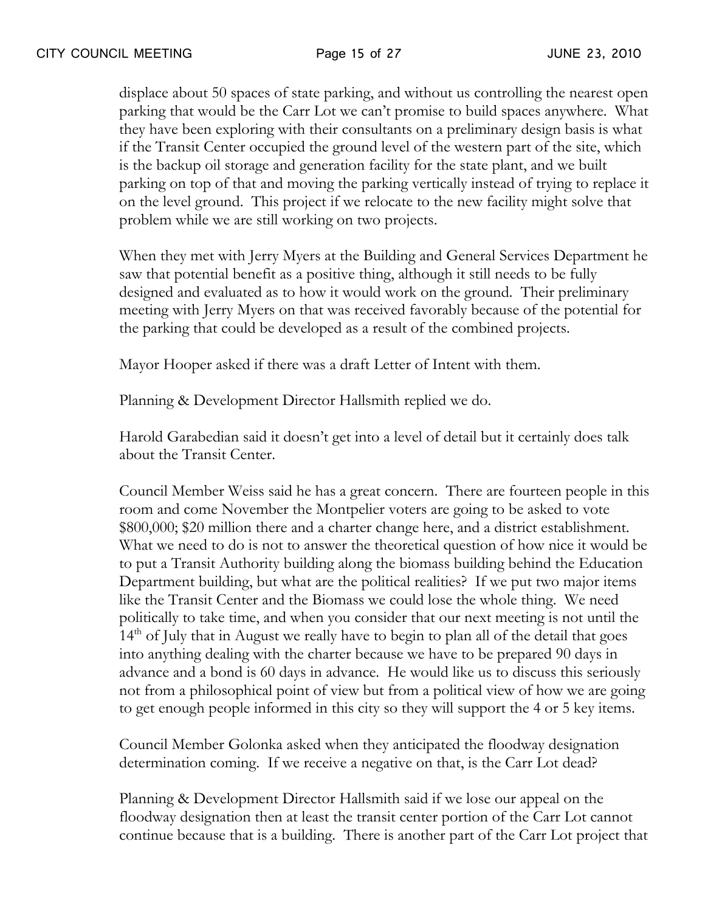displace about 50 spaces of state parking, and without us controlling the nearest open parking that would be the Carr Lot we can't promise to build spaces anywhere. What they have been exploring with their consultants on a preliminary design basis is what if the Transit Center occupied the ground level of the western part of the site, which is the backup oil storage and generation facility for the state plant, and we built parking on top of that and moving the parking vertically instead of trying to replace it on the level ground. This project if we relocate to the new facility might solve that problem while we are still working on two projects.

When they met with Jerry Myers at the Building and General Services Department he saw that potential benefit as a positive thing, although it still needs to be fully designed and evaluated as to how it would work on the ground. Their preliminary meeting with Jerry Myers on that was received favorably because of the potential for the parking that could be developed as a result of the combined projects.

Mayor Hooper asked if there was a draft Letter of Intent with them.

Planning & Development Director Hallsmith replied we do.

Harold Garabedian said it doesn't get into a level of detail but it certainly does talk about the Transit Center.

Council Member Weiss said he has a great concern. There are fourteen people in this room and come November the Montpelier voters are going to be asked to vote \$800,000; \$20 million there and a charter change here, and a district establishment. What we need to do is not to answer the theoretical question of how nice it would be to put a Transit Authority building along the biomass building behind the Education Department building, but what are the political realities? If we put two major items like the Transit Center and the Biomass we could lose the whole thing. We need politically to take time, and when you consider that our next meeting is not until the 14th of July that in August we really have to begin to plan all of the detail that goes into anything dealing with the charter because we have to be prepared 90 days in advance and a bond is 60 days in advance. He would like us to discuss this seriously not from a philosophical point of view but from a political view of how we are going to get enough people informed in this city so they will support the 4 or 5 key items.

Council Member Golonka asked when they anticipated the floodway designation determination coming. If we receive a negative on that, is the Carr Lot dead?

Planning & Development Director Hallsmith said if we lose our appeal on the floodway designation then at least the transit center portion of the Carr Lot cannot continue because that is a building. There is another part of the Carr Lot project that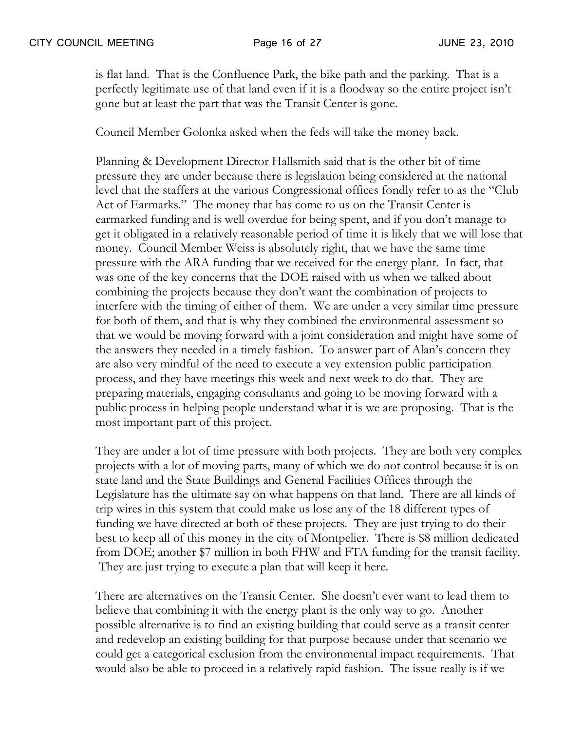is flat land. That is the Confluence Park, the bike path and the parking. That is a perfectly legitimate use of that land even if it is a floodway so the entire project isn't gone but at least the part that was the Transit Center is gone.

Council Member Golonka asked when the feds will take the money back.

Planning & Development Director Hallsmith said that is the other bit of time pressure they are under because there is legislation being considered at the national level that the staffers at the various Congressional offices fondly refer to as the "Club Act of Earmarks." The money that has come to us on the Transit Center is earmarked funding and is well overdue for being spent, and if you don't manage to get it obligated in a relatively reasonable period of time it is likely that we will lose that money. Council Member Weiss is absolutely right, that we have the same time pressure with the ARA funding that we received for the energy plant. In fact, that was one of the key concerns that the DOE raised with us when we talked about combining the projects because they don't want the combination of projects to interfere with the timing of either of them. We are under a very similar time pressure for both of them, and that is why they combined the environmental assessment so that we would be moving forward with a joint consideration and might have some of the answers they needed in a timely fashion. To answer part of Alan's concern they are also very mindful of the need to execute a vey extension public participation process, and they have meetings this week and next week to do that. They are preparing materials, engaging consultants and going to be moving forward with a public process in helping people understand what it is we are proposing. That is the most important part of this project.

They are under a lot of time pressure with both projects. They are both very complex projects with a lot of moving parts, many of which we do not control because it is on state land and the State Buildings and General Facilities Offices through the Legislature has the ultimate say on what happens on that land. There are all kinds of trip wires in this system that could make us lose any of the 18 different types of funding we have directed at both of these projects. They are just trying to do their best to keep all of this money in the city of Montpelier. There is $8 million dedicated from DOE; another $7 million in both FHW and FTA funding for the transit facility. They are just trying to execute a plan that will keep it here.

There are alternatives on the Transit Center. She doesn't ever want to lead them to believe that combining it with the energy plant is the only way to go. Another possible alternative is to find an existing building that could serve as a transit center and redevelop an existing building for that purpose because under that scenario we could get a categorical exclusion from the environmental impact requirements. That would also be able to proceed in a relatively rapid fashion. The issue really is if we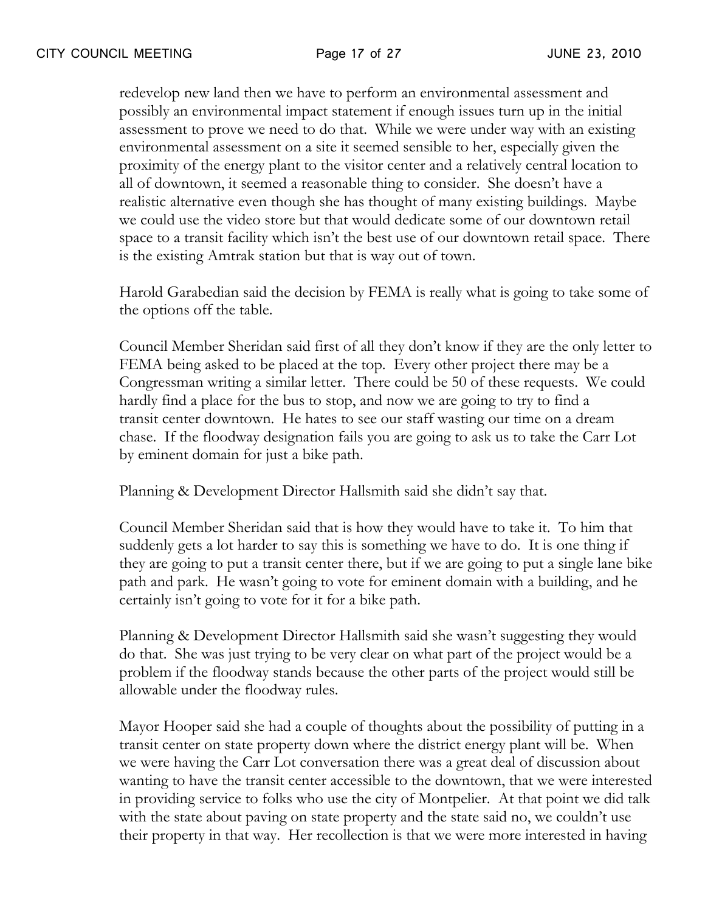redevelop new land then we have to perform an environmental assessment and possibly an environmental impact statement if enough issues turn up in the initial assessment to prove we need to do that. While we were under way with an existing environmental assessment on a site it seemed sensible to her, especially given the proximity of the energy plant to the visitor center and a relatively central location to all of downtown, it seemed a reasonable thing to consider. She doesn't have a realistic alternative even though she has thought of many existing buildings. Maybe we could use the video store but that would dedicate some of our downtown retail space to a transit facility which isn't the best use of our downtown retail space. There is the existing Amtrak station but that is way out of town.

Harold Garabedian said the decision by FEMA is really what is going to take some of the options off the table.

Council Member Sheridan said first of all they don't know if they are the only letter to FEMA being asked to be placed at the top. Every other project there may be a Congressman writing a similar letter. There could be 50 of these requests. We could hardly find a place for the bus to stop, and now we are going to try to find a transit center downtown. He hates to see our staff wasting our time on a dream chase. If the floodway designation fails you are going to ask us to take the Carr Lot by eminent domain for just a bike path.

Planning & Development Director Hallsmith said she didn't say that.

Council Member Sheridan said that is how they would have to take it. To him that suddenly gets a lot harder to say this is something we have to do. It is one thing if they are going to put a transit center there, but if we are going to put a single lane bike path and park. He wasn't going to vote for eminent domain with a building, and he certainly isn't going to vote for it for a bike path.

Planning & Development Director Hallsmith said she wasn't suggesting they would do that. She was just trying to be very clear on what part of the project would be a problem if the floodway stands because the other parts of the project would still be allowable under the floodway rules.

Mayor Hooper said she had a couple of thoughts about the possibility of putting in a transit center on state property down where the district energy plant will be. When we were having the Carr Lot conversation there was a great deal of discussion about wanting to have the transit center accessible to the downtown, that we were interested in providing service to folks who use the city of Montpelier. At that point we did talk with the state about paving on state property and the state said no, we couldn't use their property in that way. Her recollection is that we were more interested in having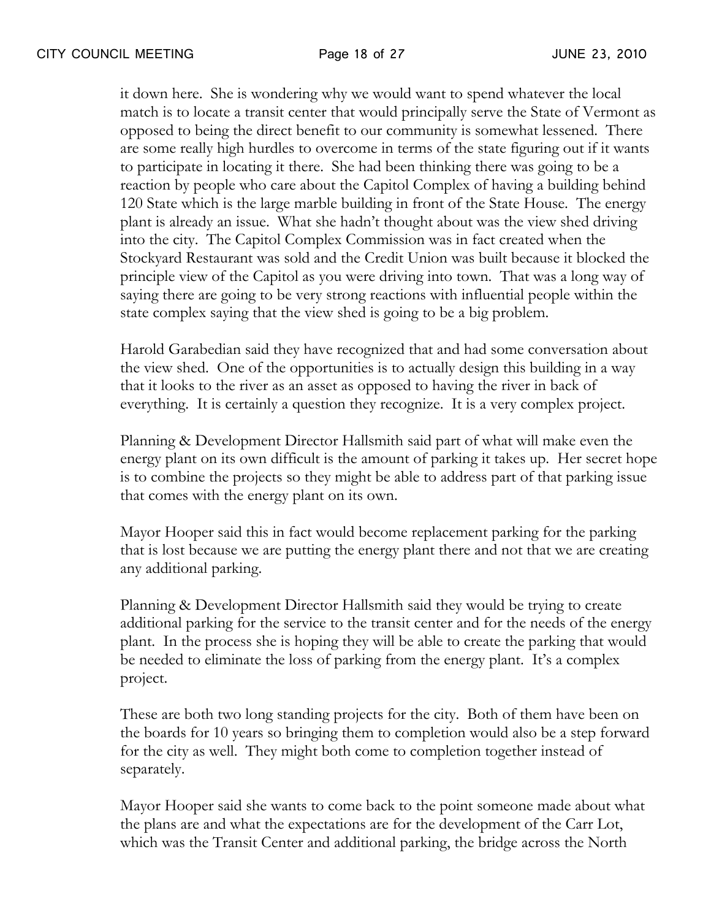it down here. She is wondering why we would want to spend whatever the local match is to locate a transit center that would principally serve the State of Vermont as opposed to being the direct benefit to our community is somewhat lessened. There are some really high hurdles to overcome in terms of the state figuring out if it wants to participate in locating it there. She had been thinking there was going to be a reaction by people who care about the Capitol Complex of having a building behind 120 State which is the large marble building in front of the State House. The energy plant is already an issue. What she hadn't thought about was the view shed driving into the city. The Capitol Complex Commission was in fact created when the Stockyard Restaurant was sold and the Credit Union was built because it blocked the principle view of the Capitol as you were driving into town. That was a long way of saying there are going to be very strong reactions with influential people within the state complex saying that the view shed is going to be a big problem.

Harold Garabedian said they have recognized that and had some conversation about the view shed. One of the opportunities is to actually design this building in a way that it looks to the river as an asset as opposed to having the river in back of everything. It is certainly a question they recognize. It is a very complex project.

Planning & Development Director Hallsmith said part of what will make even the energy plant on its own difficult is the amount of parking it takes up. Her secret hope is to combine the projects so they might be able to address part of that parking issue that comes with the energy plant on its own.

Mayor Hooper said this in fact would become replacement parking for the parking that is lost because we are putting the energy plant there and not that we are creating any additional parking.

Planning & Development Director Hallsmith said they would be trying to create additional parking for the service to the transit center and for the needs of the energy plant. In the process she is hoping they will be able to create the parking that would be needed to eliminate the loss of parking from the energy plant. It's a complex project.

These are both two long standing projects for the city. Both of them have been on the boards for 10 years so bringing them to completion would also be a step forward for the city as well. They might both come to completion together instead of separately.

Mayor Hooper said she wants to come back to the point someone made about what the plans are and what the expectations are for the development of the Carr Lot, which was the Transit Center and additional parking, the bridge across the North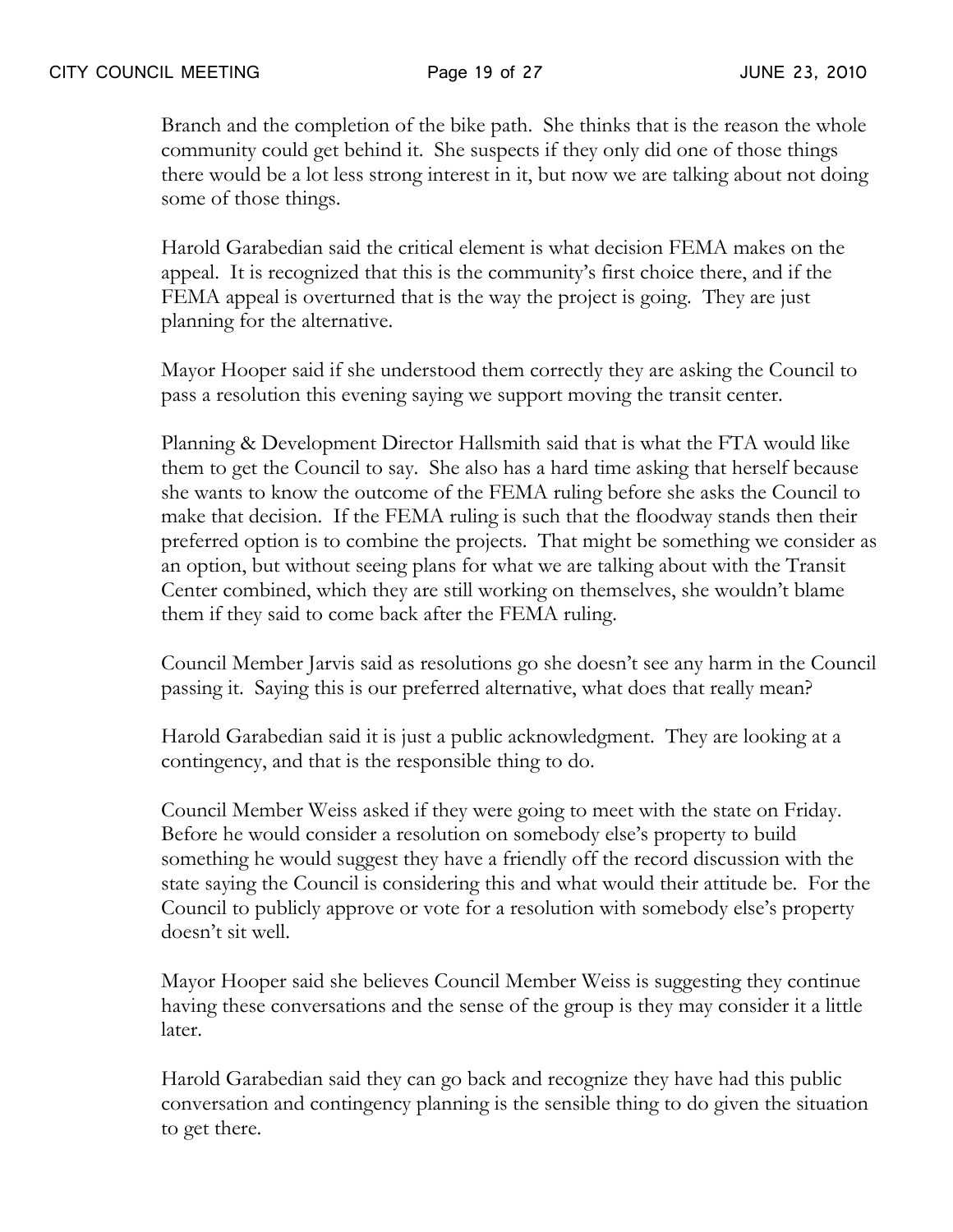Branch and the completion of the bike path. She thinks that is the reason the whole community could get behind it. She suspects if they only did one of those things there would be a lot less strong interest in it, but now we are talking about not doing some of those things.

Harold Garabedian said the critical element is what decision FEMA makes on the appeal. It is recognized that this is the community's first choice there, and if the FEMA appeal is overturned that is the way the project is going. They are just planning for the alternative.

Mayor Hooper said if she understood them correctly they are asking the Council to pass a resolution this evening saying we support moving the transit center.

Planning & Development Director Hallsmith said that is what the FTA would like them to get the Council to say. She also has a hard time asking that herself because she wants to know the outcome of the FEMA ruling before she asks the Council to make that decision. If the FEMA ruling is such that the floodway stands then their preferred option is to combine the projects. That might be something we consider as an option, but without seeing plans for what we are talking about with the Transit Center combined, which they are still working on themselves, she wouldn't blame them if they said to come back after the FEMA ruling.

Council Member Jarvis said as resolutions go she doesn't see any harm in the Council passing it. Saying this is our preferred alternative, what does that really mean?

Harold Garabedian said it is just a public acknowledgment. They are looking at a contingency, and that is the responsible thing to do.

Council Member Weiss asked if they were going to meet with the state on Friday. Before he would consider a resolution on somebody else's property to build something he would suggest they have a friendly off the record discussion with the state saying the Council is considering this and what would their attitude be. For the Council to publicly approve or vote for a resolution with somebody else's property doesn't sit well.

Mayor Hooper said she believes Council Member Weiss is suggesting they continue having these conversations and the sense of the group is they may consider it a little later.

Harold Garabedian said they can go back and recognize they have had this public conversation and contingency planning is the sensible thing to do given the situation to get there.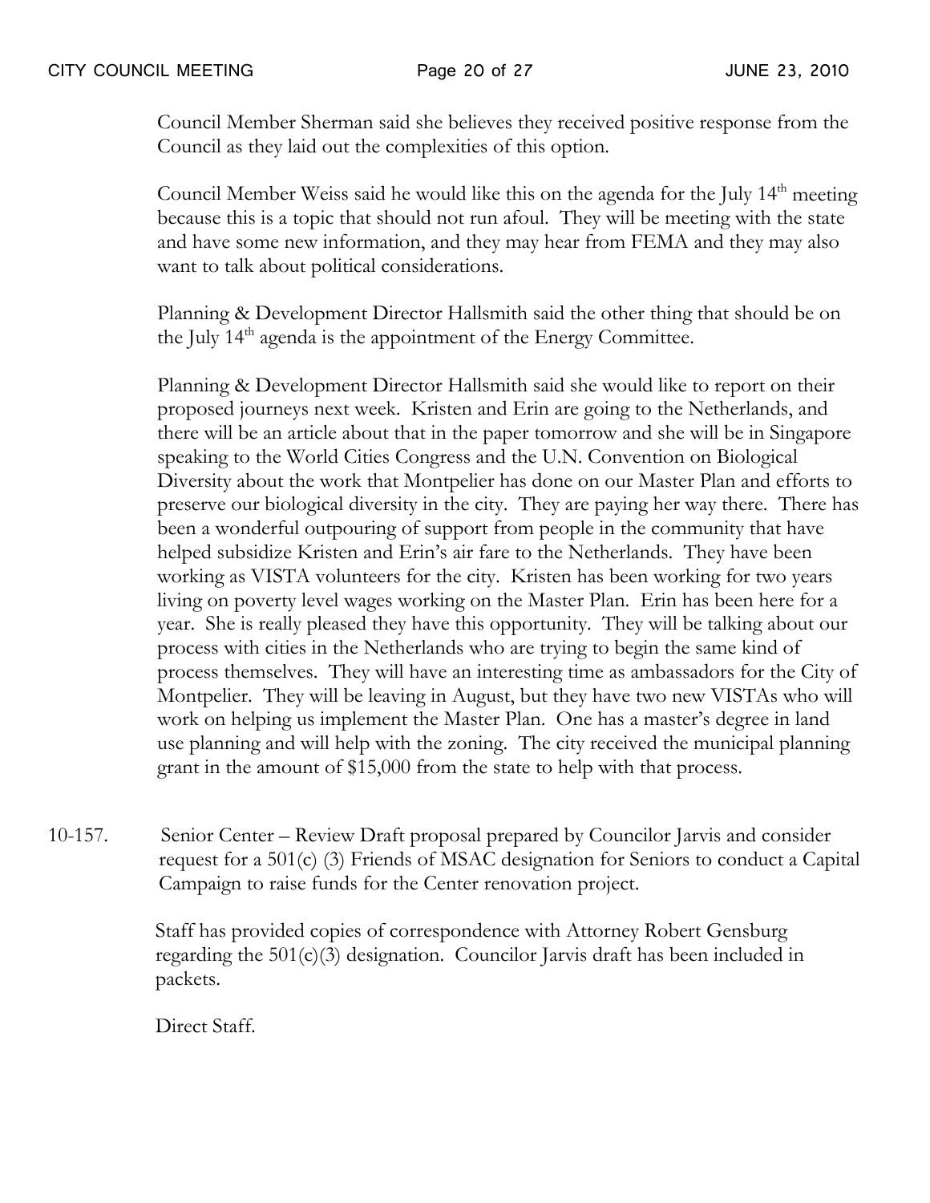Council Member Sherman said she believes they received positive response from the Council as they laid out the complexities of this option.

Council Member Weiss said he would like this on the agenda for the July 14th meeting because this is a topic that should not run afoul. They will be meeting with the state and have some new information, and they may hear from FEMA and they may also want to talk about political considerations.

Planning & Development Director Hallsmith said the other thing that should be on the July 14th agenda is the appointment of the Energy Committee.

Planning & Development Director Hallsmith said she would like to report on their proposed journeys next week. Kristen and Erin are going to the Netherlands, and there will be an article about that in the paper tomorrow and she will be in Singapore speaking to the World Cities Congress and the U.N. Convention on Biological Diversity about the work that Montpelier has done on our Master Plan and efforts to preserve our biological diversity in the city. They are paying her way there. There has been a wonderful outpouring of support from people in the community that have helped subsidize Kristen and Erin's air fare to the Netherlands. They have been working as VISTA volunteers for the city. Kristen has been working for two years living on poverty level wages working on the Master Plan. Erin has been here for a year. She is really pleased they have this opportunity. They will be talking about our process with cities in the Netherlands who are trying to begin the same kind of process themselves. They will have an interesting time as ambassadors for the City of Montpelier. They will be leaving in August, but they have two new VISTAs who will work on helping us implement the Master Plan. One has a master's degree in land use planning and will help with the zoning. The city received the municipal planning grant in the amount of $15,000 from the state to help with that process.

10-157. Senior Center – Review Draft proposal prepared by Councilor Jarvis and consider request for a 501(c) (3) Friends of MSAC designation for Seniors to conduct a Capital Campaign to raise funds for the Center renovation project.

Staff has provided copies of correspondence with Attorney Robert Gensburg regarding the 501(c)(3) designation. Councilor Jarvis draft has been included in packets.

Direct Staff.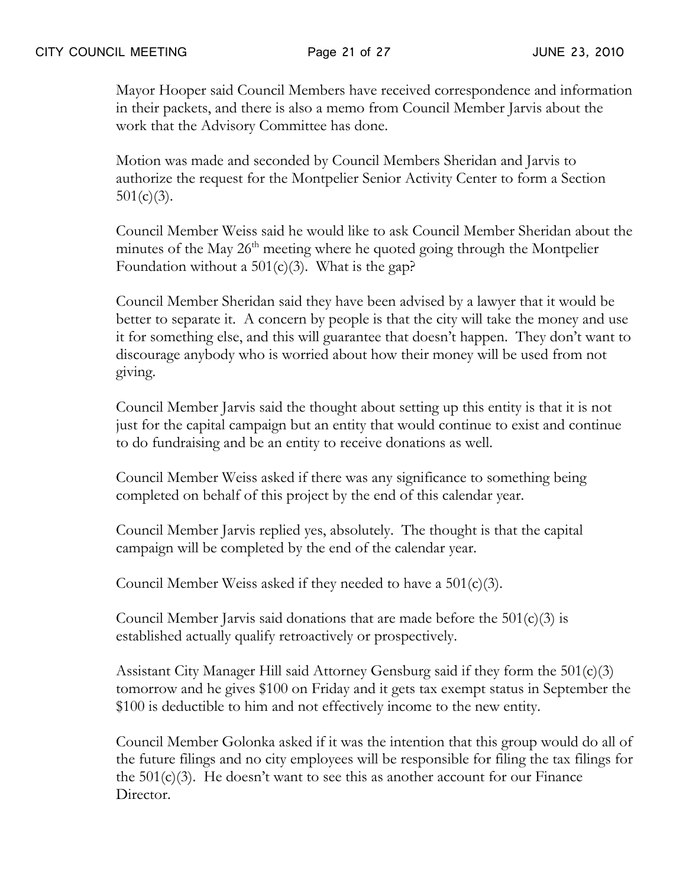Mayor Hooper said Council Members have received correspondence and information in their packets, and there is also a memo from Council Member Jarvis about the work that the Advisory Committee has done.

Motion was made and seconded by Council Members Sheridan and Jarvis to authorize the request for the Montpelier Senior Activity Center to form a Section 501(c)(3).

Council Member Weiss said he would like to ask Council Member Sheridan about the minutes of the May 26th meeting where he quoted going through the Montpelier Foundation without a 501(c)(3). What is the gap?

Council Member Sheridan said they have been advised by a lawyer that it would be better to separate it. A concern by people is that the city will take the money and use it for something else, and this will guarantee that doesn't happen. They don't want to discourage anybody who is worried about how their money will be used from not giving.

Council Member Jarvis said the thought about setting up this entity is that it is not just for the capital campaign but an entity that would continue to exist and continue to do fundraising and be an entity to receive donations as well.

Council Member Weiss asked if there was any significance to something being completed on behalf of this project by the end of this calendar year.

Council Member Jarvis replied yes, absolutely. The thought is that the capital campaign will be completed by the end of the calendar year.

Council Member Weiss asked if they needed to have a 501(c)(3).

Council Member Jarvis said donations that are made before the 501(c)(3) is established actually qualify retroactively or prospectively.

Assistant City Manager Hill said Attorney Gensburg said if they form the 501(c)(3) tomorrow and he gives $100 on Friday and it gets tax exempt status in September the $100 is deductible to him and not effectively income to the new entity.

Council Member Golonka asked if it was the intention that this group would do all of the future filings and no city employees will be responsible for filing the tax filings for the 501(c)(3). He doesn't want to see this as another account for our Finance Director.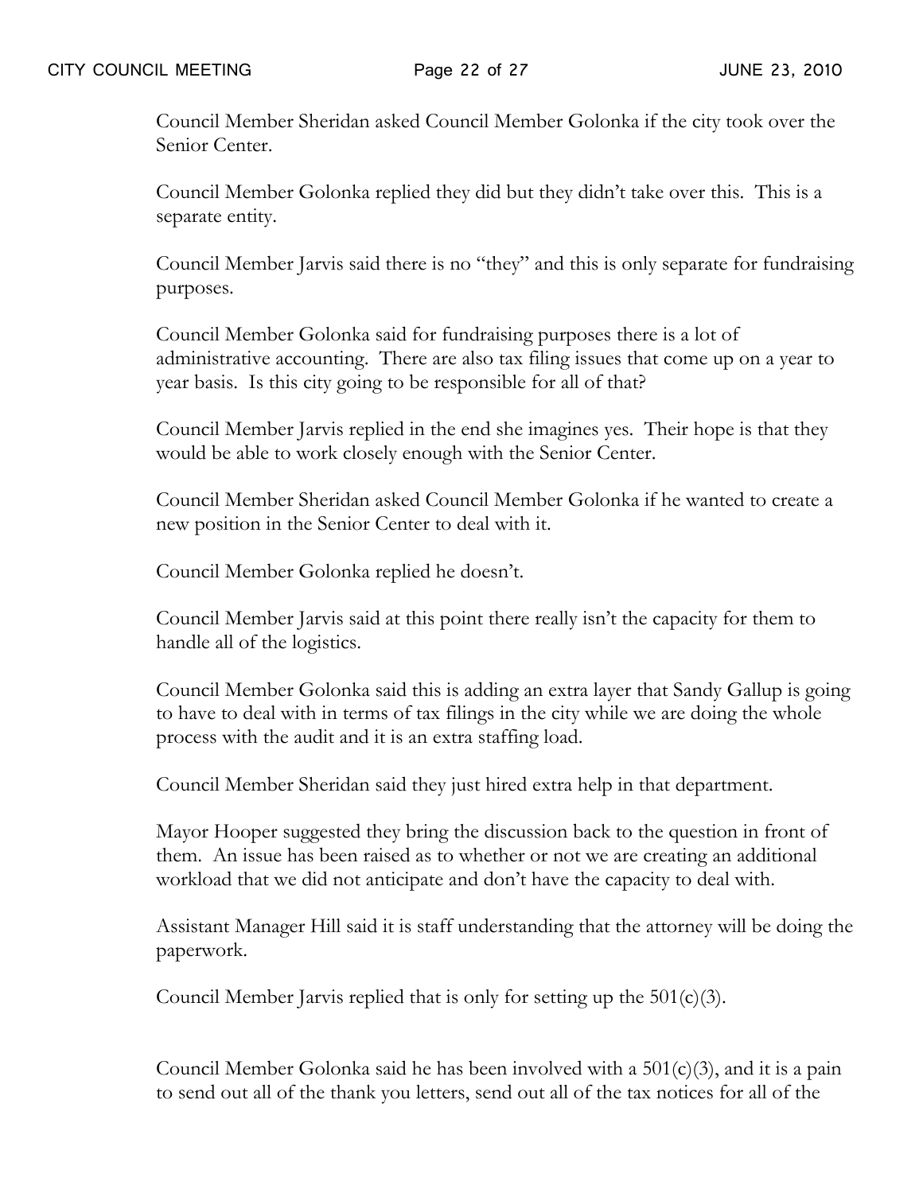Council Member Sheridan asked Council Member Golonka if the city took over the Senior Center.

Council Member Golonka replied they did but they didn't take over this. This is a separate entity.

Council Member Jarvis said there is no "they" and this is only separate for fundraising purposes.

Council Member Golonka said for fundraising purposes there is a lot of administrative accounting. There are also tax filing issues that come up on a year to year basis. Is this city going to be responsible for all of that?

Council Member Jarvis replied in the end she imagines yes. Their hope is that they would be able to work closely enough with the Senior Center.

Council Member Sheridan asked Council Member Golonka if he wanted to create a new position in the Senior Center to deal with it.

Council Member Golonka replied he doesn't.

Council Member Jarvis said at this point there really isn't the capacity for them to handle all of the logistics.

Council Member Golonka said this is adding an extra layer that Sandy Gallup is going to have to deal with in terms of tax filings in the city while we are doing the whole process with the audit and it is an extra staffing load.

Council Member Sheridan said they just hired extra help in that department.

Mayor Hooper suggested they bring the discussion back to the question in front of them. An issue has been raised as to whether or not we are creating an additional workload that we did not anticipate and don't have the capacity to deal with.

Assistant Manager Hill said it is staff understanding that the attorney will be doing the paperwork.

Council Member Jarvis replied that is only for setting up the 501(c)(3).

Council Member Golonka said he has been involved with a 501(c)(3), and it is a pain to send out all of the thank you letters, send out all of the tax notices for all of the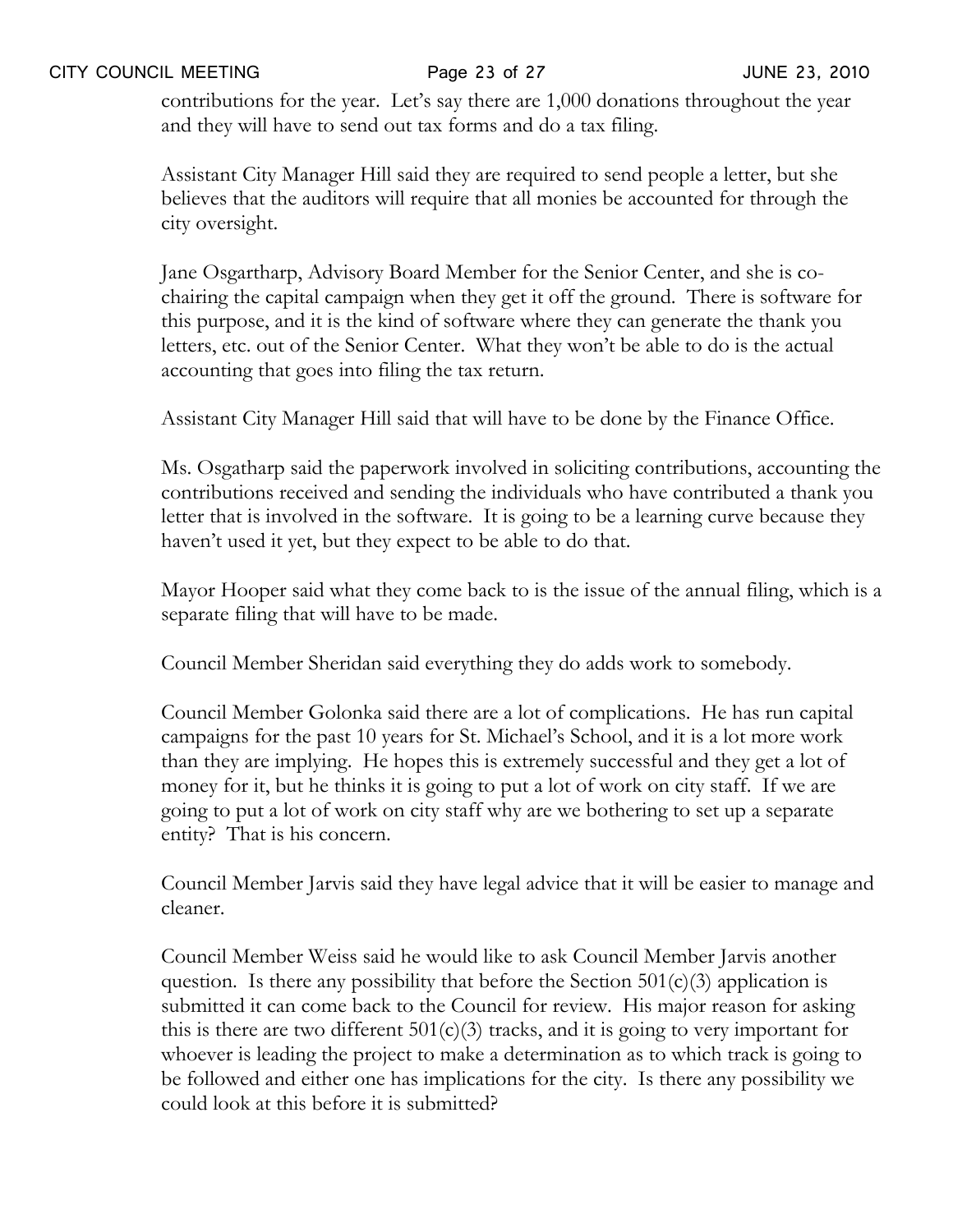contributions for the year. Let's say there are 1,000 donations throughout the year and they will have to send out tax forms and do a tax filing.

Assistant City Manager Hill said they are required to send people a letter, but she believes that the auditors will require that all monies be accounted for through the city oversight.

Jane Osgartharp, Advisory Board Member for the Senior Center, and she is co-chairing the capital campaign when they get it off the ground. There is software for this purpose, and it is the kind of software where they can generate the thank you letters, etc. out of the Senior Center. What they won't be able to do is the actual accounting that goes into filing the tax return.

Assistant City Manager Hill said that will have to be done by the Finance Office.

Ms. Osgatharp said the paperwork involved in soliciting contributions, accounting the contributions received and sending the individuals who have contributed a thank you letter that is involved in the software. It is going to be a learning curve because they haven't used it yet, but they expect to be able to do that.

Mayor Hooper said what they come back to is the issue of the annual filing, which is a separate filing that will have to be made.

Council Member Sheridan said everything they do adds work to somebody.

Council Member Golonka said there are a lot of complications. He has run capital campaigns for the past 10 years for St. Michael's School, and it is a lot more work than they are implying. He hopes this is extremely successful and they get a lot of money for it, but he thinks it is going to put a lot of work on city staff. If we are going to put a lot of work on city staff why are we bothering to set up a separate entity? That is his concern.

Council Member Jarvis said they have legal advice that it will be easier to manage and cleaner.

Council Member Weiss said he would like to ask Council Member Jarvis another question. Is there any possibility that before the Section 501(c)(3) application is submitted it can come back to the Council for review. His major reason for asking this is there are two different 501(c)(3) tracks, and it is going to very important for whoever is leading the project to make a determination as to which track is going to be followed and either one has implications for the city. Is there any possibility we could look at this before it is submitted?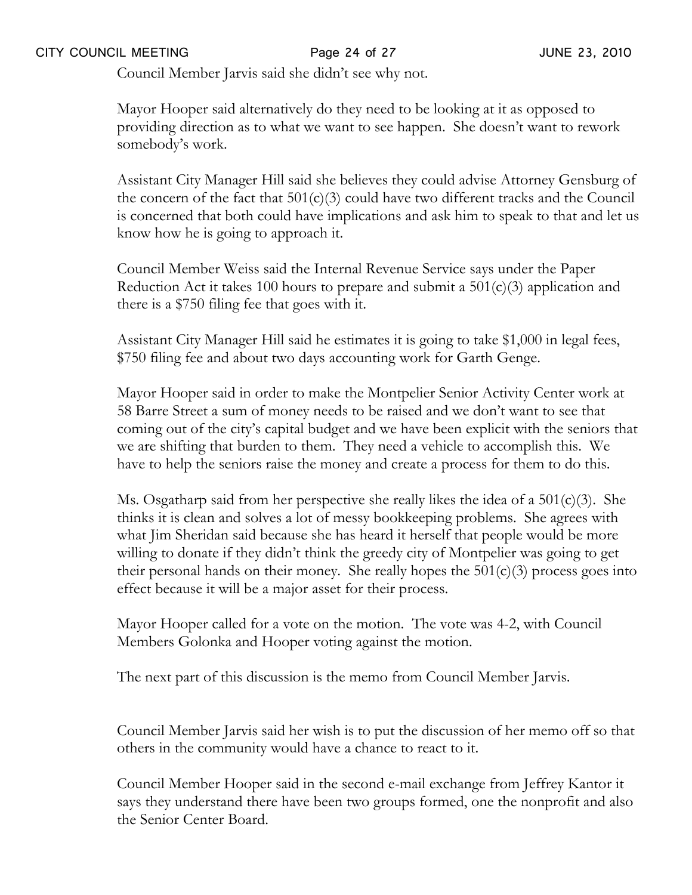Council Member Jarvis said she didn't see why not.

Mayor Hooper said alternatively do they need to be looking at it as opposed to providing direction as to what we want to see happen. She doesn't want to rework somebody's work.

Assistant City Manager Hill said she believes they could advise Attorney Gensburg of the concern of the fact that 501(c)(3) could have two different tracks and the Council is concerned that both could have implications and ask him to speak to that and let us know how he is going to approach it.

Council Member Weiss said the Internal Revenue Service says under the Paper Reduction Act it takes 100 hours to prepare and submit a 501(c)(3) application and there is a $750 filing fee that goes with it.

Assistant City Manager Hill said he estimates it is going to take $1,000 in legal fees, $750 filing fee and about two days accounting work for Garth Genge.

Mayor Hooper said in order to make the Montpelier Senior Activity Center work at 58 Barre Street a sum of money needs to be raised and we don't want to see that coming out of the city's capital budget and we have been explicit with the seniors that we are shifting that burden to them. They need a vehicle to accomplish this. We have to help the seniors raise the money and create a process for them to do this.

Ms. Osgatharp said from her perspective she really likes the idea of a 501(c)(3). She thinks it is clean and solves a lot of messy bookkeeping problems. She agrees with what Jim Sheridan said because she has heard it herself that people would be more willing to donate if they didn't think the greedy city of Montpelier was going to get their personal hands on their money. She really hopes the 501(c)(3) process goes into effect because it will be a major asset for their process.

Mayor Hooper called for a vote on the motion. The vote was 4-2, with Council Members Golonka and Hooper voting against the motion.

The next part of this discussion is the memo from Council Member Jarvis.

Council Member Jarvis said her wish is to put the discussion of her memo off so that others in the community would have a chance to react to it.

Council Member Hooper said in the second e-mail exchange from Jeffrey Kantor it says they understand there have been two groups formed, one the nonprofit and also the Senior Center Board.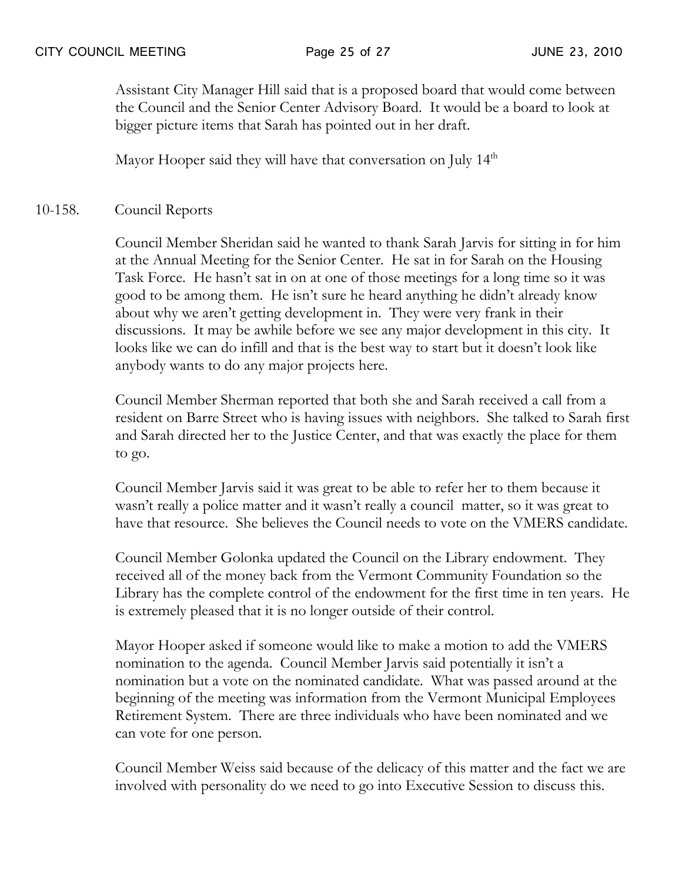Assistant City Manager Hill said that is a proposed board that would come between the Council and the Senior Center Advisory Board. It would be a board to look at bigger picture items that Sarah has pointed out in her draft.

Mayor Hooper said they will have that conversation on July 14th

10-158. Council Reports

Council Member Sheridan said he wanted to thank Sarah Jarvis for sitting in for him at the Annual Meeting for the Senior Center. He sat in for Sarah on the Housing Task Force. He hasn't sat in on at one of those meetings for a long time so it was good to be among them. He isn't sure he heard anything he didn't already know about why we aren't getting development in. They were very frank in their discussions. It may be awhile before we see any major development in this city. It looks like we can do infill and that is the best way to start but it doesn't look like anybody wants to do any major projects here.

Council Member Sherman reported that both she and Sarah received a call from a resident on Barre Street who is having issues with neighbors. She talked to Sarah first and Sarah directed her to the Justice Center, and that was exactly the place for them to go.

Council Member Jarvis said it was great to be able to refer her to them because it wasn't really a police matter and it wasn't really a council matter, so it was great to have that resource. She believes the Council needs to vote on the VMERS candidate.

Council Member Golonka updated the Council on the Library endowment. They received all of the money back from the Vermont Community Foundation so the Library has the complete control of the endowment for the first time in ten years. He is extremely pleased that it is no longer outside of their control.

Mayor Hooper asked if someone would like to make a motion to add the VMERS nomination to the agenda. Council Member Jarvis said potentially it isn't a nomination but a vote on the nominated candidate. What was passed around at the beginning of the meeting was information from the Vermont Municipal Employees Retirement System. There are three individuals who have been nominated and we can vote for one person.

Council Member Weiss said because of the delicacy of this matter and the fact we are involved with personality do we need to go into Executive Session to discuss this.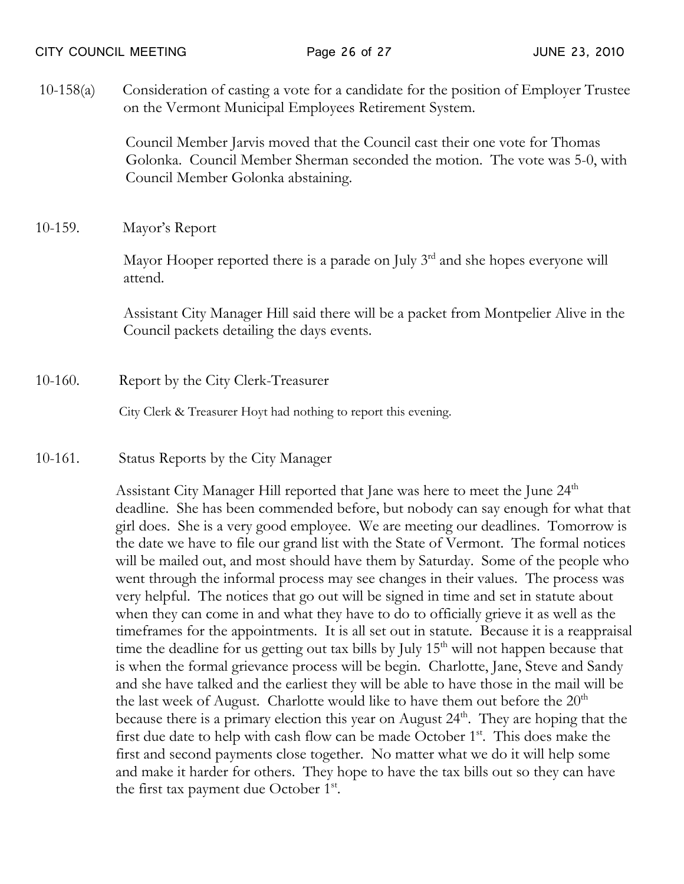10-158(a) Consideration of casting a vote for a candidate for the position of Employer Trustee on the Vermont Municipal Employees Retirement System.

Council Member Jarvis moved that the Council cast their one vote for Thomas Golonka. Council Member Sherman seconded the motion. The vote was 5-0, with Council Member Golonka abstaining.

10-159. Mayor's Report

Mayor Hooper reported there is a parade on July 3rd and she hopes everyone will attend.

Assistant City Manager Hill said there will be a packet from Montpelier Alive in the Council packets detailing the days events.

10-160. Report by the City Clerk-Treasurer

City Clerk & Treasurer Hoyt had nothing to report this evening.

10-161. Status Reports by the City Manager

Assistant City Manager Hill reported that Jane was here to meet the June 24th deadline. She has been commended before, but nobody can say enough for what that girl does. She is a very good employee. We are meeting our deadlines. Tomorrow is the date we have to file our grand list with the State of Vermont. The formal notices will be mailed out, and most should have them by Saturday. Some of the people who went through the informal process may see changes in their values. The process was very helpful. The notices that go out will be signed in time and set in statute about when they can come in and what they have to do to officially grieve it as well as the timeframes for the appointments. It is all set out in statute. Because it is a reappraisal time the deadline for us getting out tax bills by July 15th will not happen because that is when the formal grievance process will be begin. Charlotte, Jane, Steve and Sandy and she have talked and the earliest they will be able to have those in the mail will be the last week of August. Charlotte would like to have them out before the 20th because there is a primary election this year on August 24th. They are hoping that the first due date to help with cash flow can be made October 1st. This does make the first and second payments close together. No matter what we do it will help some and make it harder for others. They hope to have the tax bills out so they can have the first tax payment due October 1st.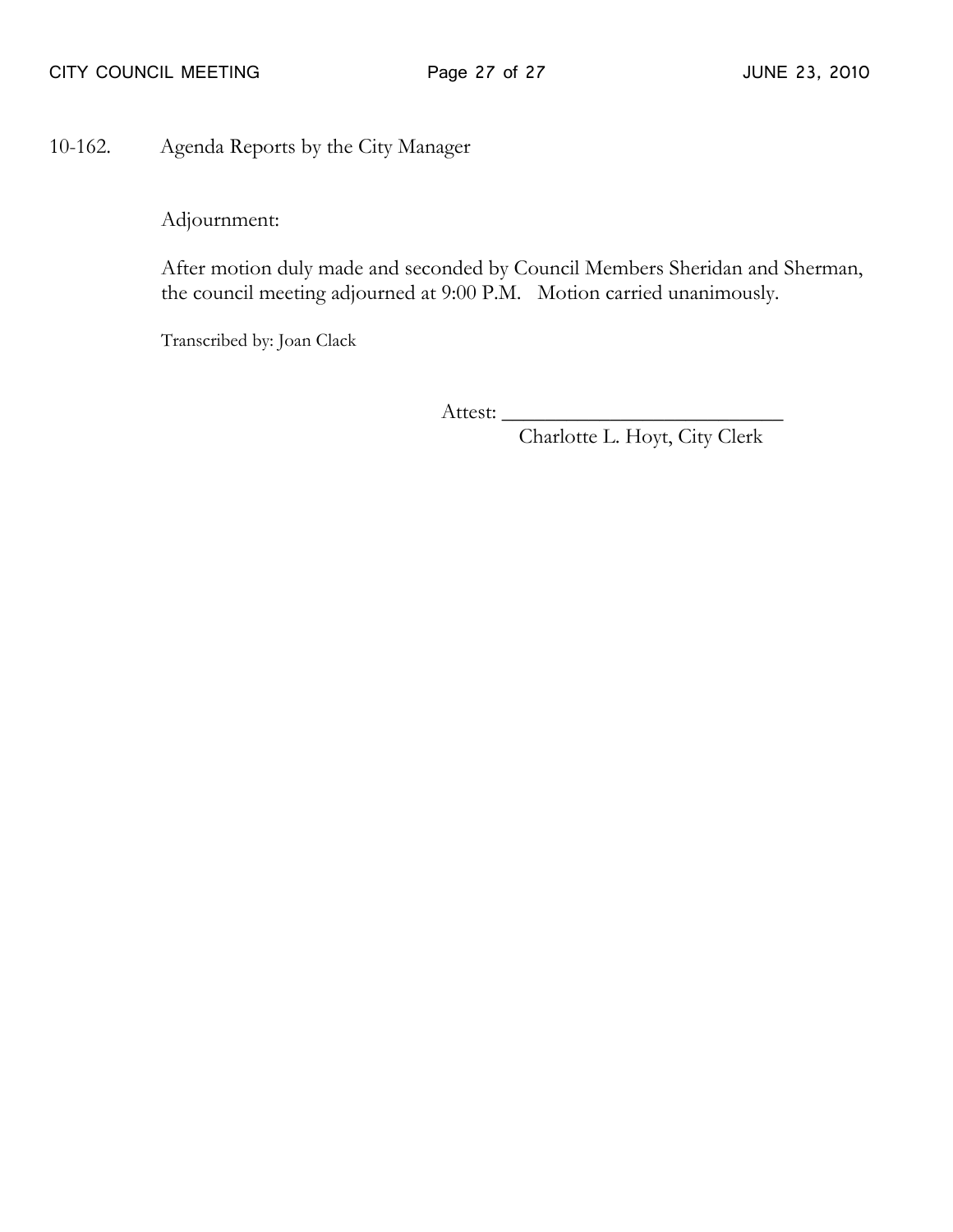10-162. Agenda Reports by the City Manager

Adjournment:

After motion duly made and seconded by Council Members Sheridan and Sherman, the council meeting adjourned at 9:00 P.M. Motion carried unanimously.

Transcribed by: Joan Clack

Attest: ___________________________

Charlotte L. Hoyt, City Clerk